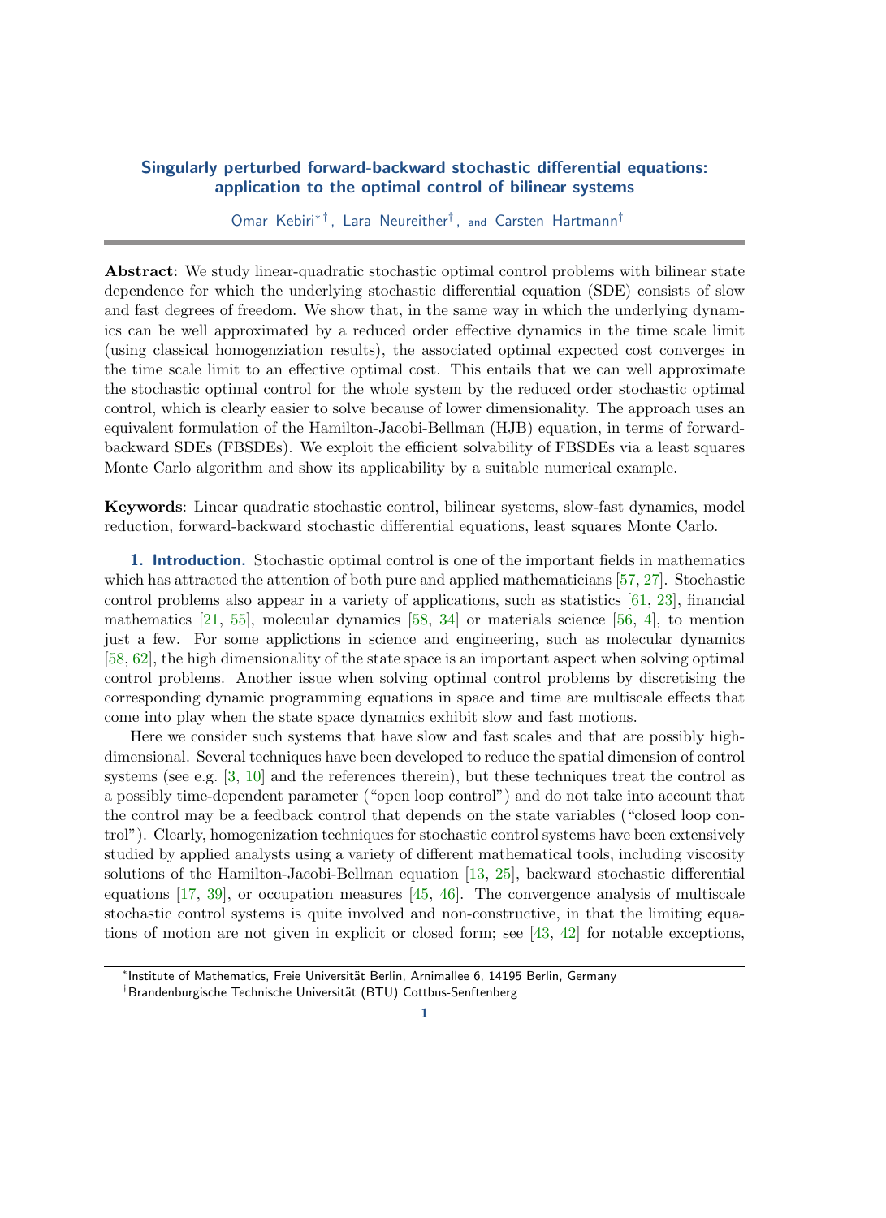# Singularly perturbed forward-backward stochastic differential equations: application to the optimal control of bilinear systems

Omar Kebiri[*,†], Lara Neureither[†], and Carsten Hartmann[†]

**Abstract**: We study linear-quadratic stochastic optimal control problems with bilinear state dependence for which the underlying stochastic differential equation (SDE) consists of slow and fast degrees of freedom. We show that, in the same way in which the underlying dynamics can be well approximated by a reduced order effective dynamics in the time scale limit (using classical homogenziation results), the associated optimal expected cost converges in the time scale limit to an effective optimal cost. This entails that we can well approximate the stochastic optimal control for the whole system by the reduced order stochastic optimal control, which is clearly easier to solve because of lower dimensionality. The approach uses an equivalent formulation of the Hamilton-Jacobi-Bellman (HJB) equation, in terms of forward-backward SDEs (FBSDEs). We exploit the efficient solvability of FBSDEs via a least squares Monte Carlo algorithm and show its applicability by a suitable numerical example.

**Keywords**: Linear quadratic stochastic control, bilinear systems, slow-fast dynamics, model reduction, forward-backward stochastic differential equations, least squares Monte Carlo.

## 1. Introduction.

Stochastic optimal control is one of the important fields in mathematics which has attracted the attention of both pure and applied mathematicians [57, 27]. Stochastic control problems also appear in a variety of applications, such as statistics [61, 23], financial mathematics [21, 55], molecular dynamics [58, 34] or materials science [56, 4], to mention just a few. For some applictions in science and engineering, such as molecular dynamics [58, 62], the high dimensionality of the state space is an important aspect when solving optimal control problems. Another issue when solving optimal control problems by discretising the corresponding dynamic programming equations in space and time are multiscale effects that come into play when the state space dynamics exhibit slow and fast motions.

Here we consider such systems that have slow and fast scales and that are possibly high-dimensional. Several techniques have been developed to reduce the spatial dimension of control systems (see e.g. [3, 10] and the references therein), but these techniques treat the control as a possibly time-dependent parameter ("open loop control") and do not take into account that the control may be a feedback control that depends on the state variables ("closed loop control"). Clearly, homogenization techniques for stochastic control systems have been extensively studied by applied analysts using a variety of different mathematical tools, including viscosity solutions of the Hamilton-Jacobi-Bellman equation [13, 25], backward stochastic differential equations [17, 39], or occupation measures [45, 46]. The convergence analysis of multiscale stochastic control systems is quite involved and non-constructive, in that the limiting equations of motion are not given in explicit or closed form; see [43, 42] for notable exceptions,

[*]Institute of Mathematics, Freie Universität Berlin, Arnimallee 6, 14195 Berlin, Germany

[†]Brandenburgische Technische Universität (BTU) Cottbus-Senftenberg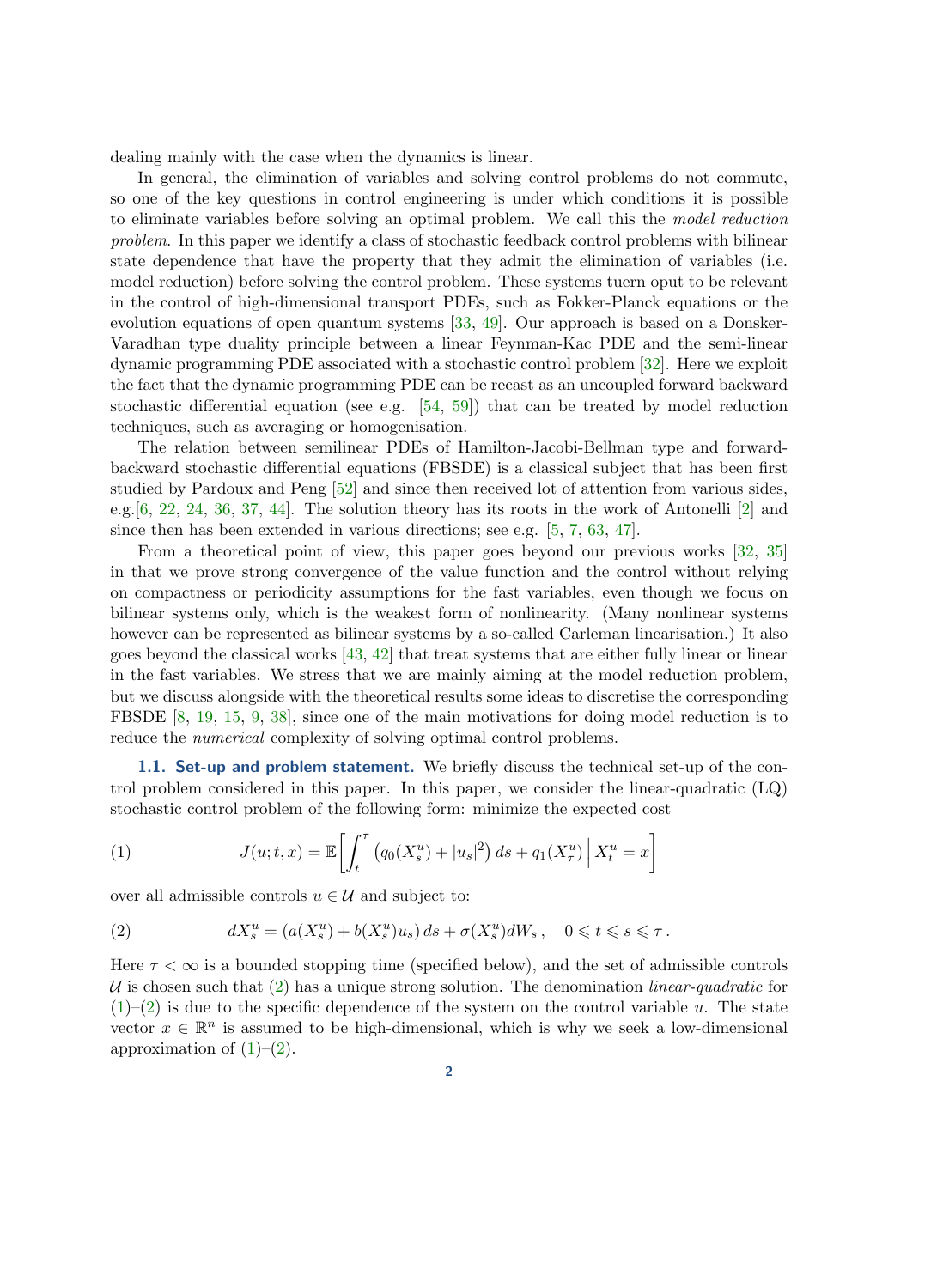dealing mainly with the case when the dynamics is linear.

In general, the elimination of variables and solving control problems do not commute, so one of the key questions in control engineering is under which conditions it is possible to eliminate variables before solving an optimal problem. We call this the *model reduction problem*. In this paper we identify a class of stochastic feedback control problems with bilinear state dependence that have the property that they admit the elimination of variables (i.e. model reduction) before solving the control problem. These systems tuern oput to be relevant in the control of high-dimensional transport PDEs, such as Fokker-Planck equations or the evolution equations of open quantum systems [33, 49]. Our approach is based on a Donsker-Varadhan type duality principle between a linear Feynman-Kac PDE and the semi-linear dynamic programming PDE associated with a stochastic control problem [32]. Here we exploit the fact that the dynamic programming PDE can be recast as an uncoupled forward backward stochastic differential equation (see e.g. [54, 59]) that can be treated by model reduction techniques, such as averaging or homogenisation.

The relation between semilinear PDEs of Hamilton-Jacobi-Bellman type and forward-backward stochastic differential equations (FBSDE) is a classical subject that has been first studied by Pardoux and Peng [52] and since then received lot of attention from various sides, e.g.[6, 22, 24, 36, 37, 44]. The solution theory has its roots in the work of Antonelli [2] and since then has been extended in various directions; see e.g. [5, 7, 63, 47].

From a theoretical point of view, this paper goes beyond our previous works [32, 35] in that we prove strong convergence of the value function and the control without relying on compactness or periodicity assumptions for the fast variables, even though we focus on bilinear systems only, which is the weakest form of nonlinearity. (Many nonlinear systems however can be represented as bilinear systems by a so-called Carleman linearisation.) It also goes beyond the classical works [43, 42] that treat systems that are either fully linear or linear in the fast variables. We stress that we are mainly aiming at the model reduction problem, but we discuss alongside with the theoretical results some ideas to discretise the corresponding FBSDE [8, 19, 15, 9, 38], since one of the main motivations for doing model reduction is to reduce the *numerical* complexity of solving optimal control problems.

### 1.1. Set-up and problem statement.

We briefly discuss the technical set-up of the control problem considered in this paper. In this paper, we consider the linear-quadratic (LQ) stochastic control problem of the following form: minimize the expected cost

$$J(u;t,x) = \mathbb{E}\left[\int_t^\tau \left(q_0(X_s^u) + |u_s|^2\right) ds + q_1(X_\tau^u) \,\middle|\, X_t^u = x\right] \tag{1}$$

over all admissible controls $u \in \mathcal{U}$ and subject to:

$$dX_s^u = (a(X_s^u) + b(X_s^u)u_s)\, ds + \sigma(X_s^u) dW_s\,, \quad 0 \leqslant t \leqslant s \leqslant \tau\,. \tag{2}$$

Here $\tau < \infty$ is a bounded stopping time (specified below), and the set of admissible controls $\mathcal{U}$ is chosen such that (2) has a unique strong solution. The denomination *linear-quadratic* for (1)–(2) is due to the specific dependence of the system on the control variable $u$. The state vector $x \in \mathbb{R}^n$ is assumed to be high-dimensional, which is why we seek a low-dimensional approximation of (1)–(2).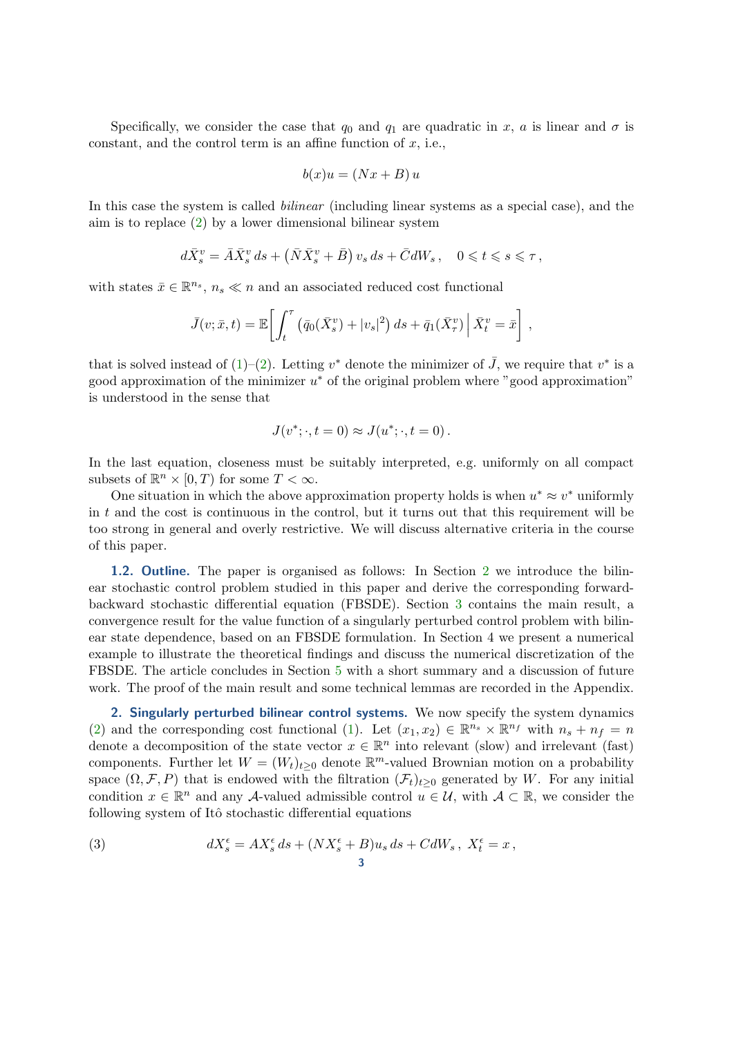Specifically, we consider the case that $q_0$ and $q_1$ are quadratic in $x$, $a$ is linear and $\sigma$ is constant, and the control term is an affine function of $x$, i.e.,

$$b(x)u = (Nx + B)\, u$$

In this case the system is called *bilinear* (including linear systems as a special case), and the aim is to replace (2) by a lower dimensional bilinear system

$$d\bar{X}_s^v = \bar{A}\bar{X}_s^v\, ds + \left(\bar{N}\bar{X}_s^v + \bar{B}\right) v_s\, ds + \bar{C} dW_s\,, \quad 0 \leqslant t \leqslant s \leqslant \tau\,,$$

with states $\bar{x} \in \mathbb{R}^{n_s}$, $n_s \ll n$ and an associated reduced cost functional

$$\bar{J}(v; \bar{x}, t) = \mathbb{E}\left[\int_t^\tau \left(\bar{q}_0(\bar{X}_s^v) + |v_s|^2\right) ds + \bar{q}_1(\bar{X}_\tau^v) \,\middle|\, \bar{X}_t^v = \bar{x}\right]\,,$$

that is solved instead of (1)–(2). Letting $v^*$ denote the minimizer of $\bar{J}$, we require that $v^*$ is a good approximation of the minimizer $u^*$ of the original problem where "good approximation" is understood in the sense that

$$J(v^*; \cdot, t = 0) \approx J(u^*; \cdot, t = 0)\,.$$

In the last equation, closeness must be suitably interpreted, e.g. uniformly on all compact subsets of $\mathbb{R}^n \times [0, T)$ for some $T < \infty$.

One situation in which the above approximation property holds is when $u^* \approx v^*$ uniformly in $t$ and the cost is continuous in the control, but it turns out that this requirement will be too strong in general and overly restrictive. We will discuss alternative criteria in the course of this paper.

**1.2. Outline.** The paper is organised as follows: In Section 2 we introduce the bilinear stochastic control problem studied in this paper and derive the corresponding forward-backward stochastic differential equation (FBSDE). Section 3 contains the main result, a convergence result for the value function of a singularly perturbed control problem with bilinear state dependence, based on an FBSDE formulation. In Section 4 we present a numerical example to illustrate the theoretical findings and discuss the numerical discretization of the FBSDE. The article concludes in Section 5 with a short summary and a discussion of future work. The proof of the main result and some technical lemmas are recorded in the Appendix.

## 2. Singularly perturbed bilinear control systems.

We now specify the system dynamics (2) and the corresponding cost functional (1). Let $(x_1, x_2) \in \mathbb{R}^{n_s} \times \mathbb{R}^{n_f}$ with $n_s + n_f = n$ denote a decomposition of the state vector $x \in \mathbb{R}^n$ into relevant (slow) and irrelevant (fast) components. Further let $W = (W_t)_{t \geq 0}$ denote $\mathbb{R}^m$-valued Brownian motion on a probability space $(\Omega, \mathcal{F}, P)$ that is endowed with the filtration $(\mathcal{F}_t)_{t \geq 0}$ generated by $W$. For any initial condition $x \in \mathbb{R}^n$ and any $\mathcal{A}$-valued admissible control $u \in \mathcal{U}$, with $\mathcal{A} \subset \mathbb{R}$, we consider the following system of Itô stochastic differential equations

$$dX_s^\epsilon = AX_s^\epsilon\, ds + (NX_s^\epsilon + B)u_s\, ds + C dW_s\,,\; X_t^\epsilon = x\,, \tag{3}$$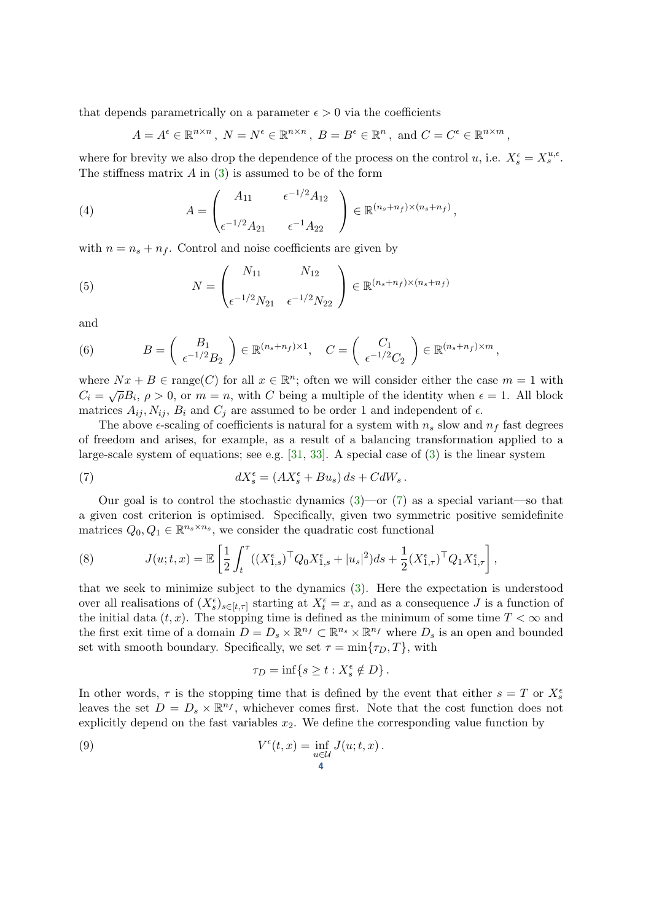that depends parametrically on a parameter $\epsilon > 0$ via the coefficients

$$A = A^{\epsilon} \in \mathbb{R}^{n\times n}\,,\ N = N^{\epsilon} \in \mathbb{R}^{n\times n}\,,\ B = B^{\epsilon} \in \mathbb{R}^{n}\,,\ \text{and}\ C = C^{\epsilon} \in \mathbb{R}^{n\times m}\,,$$

where for brevity we also drop the dependence of the process on the control $u$, i.e. $X_s^{\epsilon} = X_s^{u,\epsilon}$. The stiffness matrix $A$ in (3) is assumed to be of the form

$$A = \begin{pmatrix} A_{11} & \epsilon^{-1/2}A_{12} \\ \epsilon^{-1/2}A_{21} & \epsilon^{-1}A_{22} \end{pmatrix} \in \mathbb{R}^{(n_s+n_f)\times(n_s+n_f)}\,, \tag{4}$$

with $n = n_s + n_f$. Control and noise coefficients are given by

$$N = \begin{pmatrix} N_{11} & N_{12} \\ \epsilon^{-1/2}N_{21} & \epsilon^{-1/2}N_{22} \end{pmatrix} \in \mathbb{R}^{(n_s+n_f)\times(n_s+n_f)} \tag{5}$$

and

$$B = \begin{pmatrix} B_1 \\ \epsilon^{-1/2}B_2 \end{pmatrix} \in \mathbb{R}^{(n_s+n_f)\times 1}, \quad C = \begin{pmatrix} C_1 \\ \epsilon^{-1/2}C_2 \end{pmatrix} \in \mathbb{R}^{(n_s+n_f)\times m}\,, \tag{6}$$

where $Nx + B \in \operatorname{range}(C)$ for all $x \in \mathbb{R}^n$; often we will consider either the case $m = 1$ with $C_i = \sqrt{\rho}B_i$, $\rho > 0$, or $m = n$, with $C$ being a multiple of the identity when $\epsilon = 1$. All block matrices $A_{ij}, N_{ij}, B_i$ and $C_j$ are assumed to be order 1 and independent of $\epsilon$.

The above $\epsilon$-scaling of coefficients is natural for a system with $n_s$ slow and $n_f$ fast degrees of freedom and arises, for example, as a result of a balancing transformation applied to a large-scale system of equations; see e.g. [31, 33]. A special case of (3) is the linear system

$$dX_s^{\epsilon} = (AX_s^{\epsilon} + Bu_s)\,ds + CdW_s\,. \tag{7}$$

Our goal is to control the stochastic dynamics (3)—or (7) as a special variant—so that a given cost criterion is optimised. Specifically, given two symmetric positive semidefinite matrices $Q_0, Q_1 \in \mathbb{R}^{n_s\times n_s}$, we consider the quadratic cost functional

$$J(u;t,x) = \mathbb{E}\left[\frac{1}{2}\int_t^{\tau}((X_{1,s}^{\epsilon})^{\top}Q_0X_{1,s}^{\epsilon} + |u_s|^2)ds + \frac{1}{2}(X_{1,\tau}^{\epsilon})^{\top}Q_1X_{1,\tau}^{\epsilon}\right], \tag{8}$$

that we seek to minimize subject to the dynamics (3). Here the expectation is understood over all realisations of $(X_s^{\epsilon})_{s\in[t,\tau]}$ starting at $X_t^{\epsilon} = x$, and as a consequence $J$ is a function of the initial data $(t,x)$. The stopping time is defined as the minimum of some time $T < \infty$ and the first exit time of a domain $D = D_s \times \mathbb{R}^{n_f} \subset \mathbb{R}^{n_s} \times \mathbb{R}^{n_f}$ where $D_s$ is an open and bounded set with smooth boundary. Specifically, we set $\tau = \min\{\tau_D, T\}$, with

$$\tau_D = \inf\{s \geq t : X_s^{\epsilon} \notin D\}\,.$$

In other words, $\tau$ is the stopping time that is defined by the event that either $s = T$ or $X_s^{\epsilon}$ leaves the set $D = D_s \times \mathbb{R}^{n_f}$, whichever comes first. Note that the cost function does not explicitly depend on the fast variables $x_2$. We define the corresponding value function by

$$V^{\epsilon}(t,x) = \inf_{u\in\mathcal{U}} J(u;t,x)\,. \tag{9}$$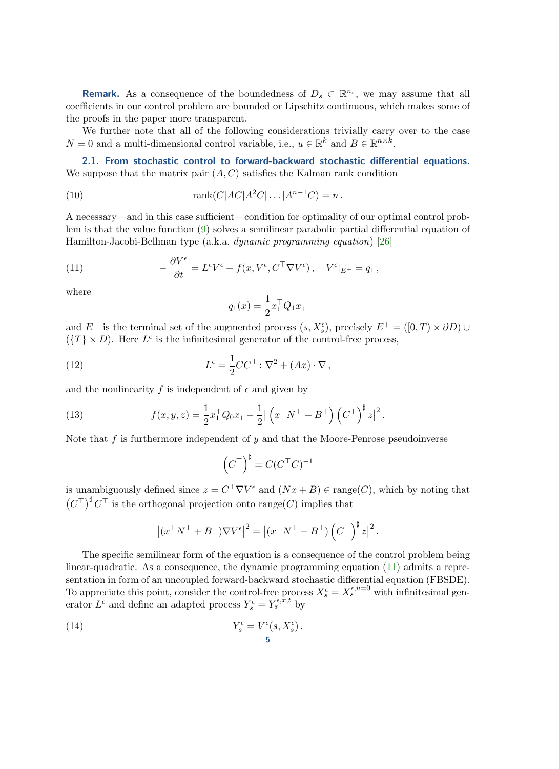**Remark.** As a consequence of the boundedness of $D_s \subset \mathbb{R}^{n_s}$, we may assume that all coefficients in our control problem are bounded or Lipschitz continuous, which makes some of the proofs in the paper more transparent.

We further note that all of the following considerations trivially carry over to the case $N = 0$ and a multi-dimensional control variable, i.e., $u \in \mathbb{R}^k$ and $B \in \mathbb{R}^{n\times k}$.

### 2.1. From stochastic control to forward-backward stochastic differential equations.

We suppose that the matrix pair $(A, C)$ satisfies the Kalman rank condition

$$\operatorname{rank}(C|AC|A^2C|\dots|A^{n-1}C) = n\,. \tag{10}$$

A necessary—and in this case sufficient—condition for optimality of our optimal control problem is that the value function (9) solves a semilinear parabolic partial differential equation of Hamilton-Jacobi-Bellman type (a.k.a. *dynamic programming equation*) [26]

$$-\frac{\partial V^\epsilon}{\partial t} = L^\epsilon V^\epsilon + f(x, V^\epsilon, C^\top \nabla V^\epsilon)\,, \quad V^\epsilon|_{E^+} = q_1\,, \tag{11}$$

where

$$q_1(x) = \frac{1}{2} x_1^\top Q_1 x_1$$

and $E^+$ is the terminal set of the augmented process $(s, X_s^\epsilon)$, precisely $E^+ = ([0,T)\times\partial D) \cup (\{T\}\times D)$. Here $L^\epsilon$ is the infinitesimal generator of the control-free process,

$$L^\epsilon = \frac{1}{2} CC^\top : \nabla^2 + (Ax)\cdot\nabla\,, \tag{12}$$

and the nonlinearity $f$ is independent of $\epsilon$ and given by

$$f(x, y, z) = \frac{1}{2} x_1^\top Q_0 x_1 - \frac{1}{2}\left|\left(x^\top N^\top + B^\top\right)\left(C^\top\right)^\sharp z\right|^2. \tag{13}$$

Note that $f$ is furthermore independent of $y$ and that the Moore-Penrose pseudoinverse

$$\left(C^\top\right)^\sharp = C(C^\top C)^{-1}$$

is unambiguously defined since $z = C^\top \nabla V^\epsilon$ and $(Nx + B) \in \operatorname{range}(C)$, which by noting that $\left(C^\top\right)^\sharp C^\top$ is the orthogonal projection onto $\operatorname{range}(C)$ implies that

$$\left|(x^\top N^\top + B^\top)\nabla V^\epsilon\right|^2 = \left|(x^\top N^\top + B^\top)\left(C^\top\right)^\sharp z\right|^2.$$

The specific semilinear form of the equation is a consequence of the control problem being linear-quadratic. As a consequence, the dynamic programming equation (11) admits a representation in form of an uncoupled forward-backward stochastic differential equation (FBSDE). To appreciate this point, consider the control-free process $X_s^\epsilon = X_s^{\epsilon,u=0}$ with infinitesimal generator $L^\epsilon$ and define an adapted process $Y_s^\epsilon = Y_s^{\epsilon,x,t}$ by

$$Y_s^\epsilon = V^\epsilon(s, X_s^\epsilon)\,. \tag{14}$$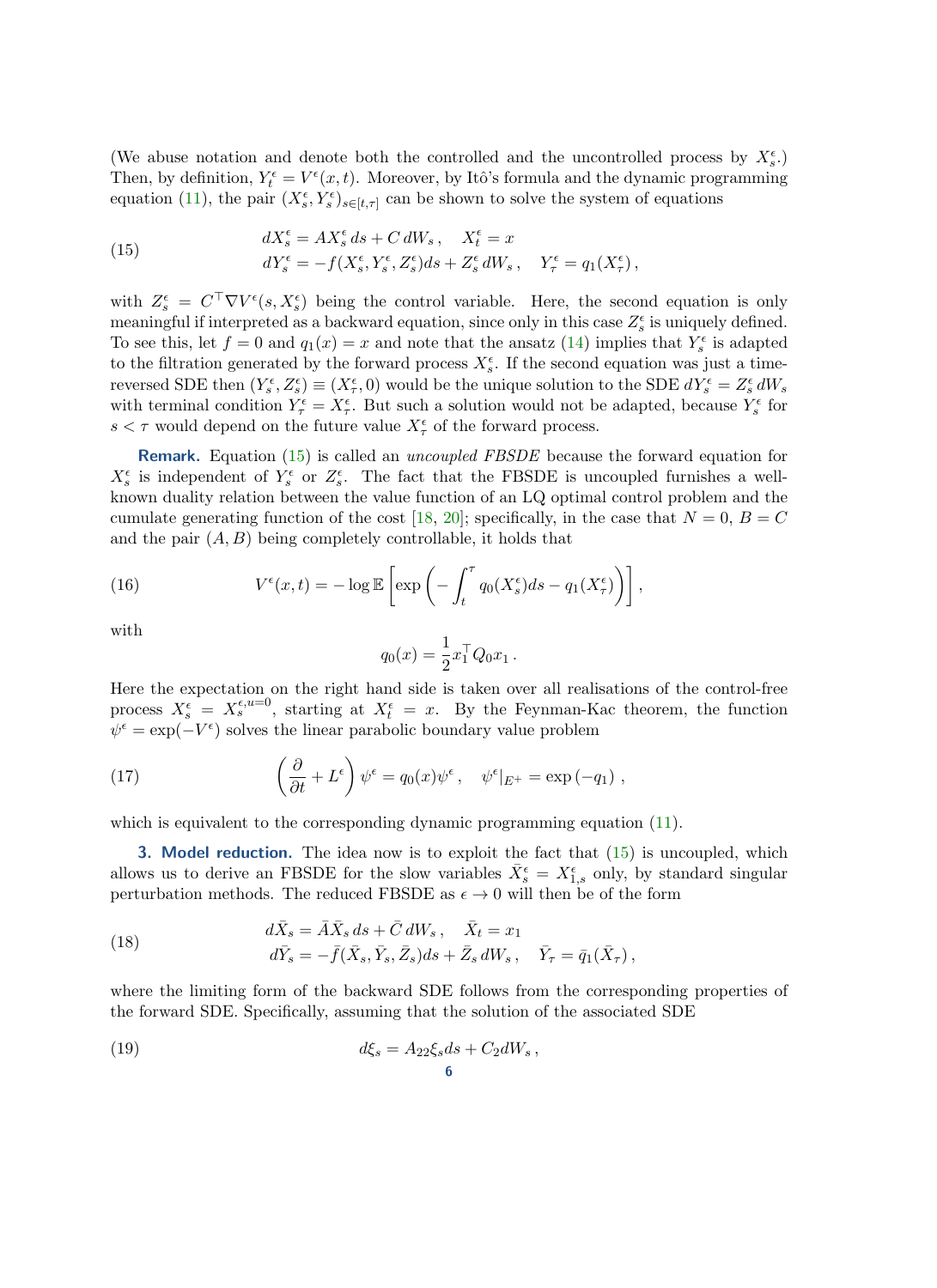(We abuse notation and denote both the controlled and the uncontrolled process by $X_s^\epsilon$.) Then, by definition, $Y_t^\epsilon = V^\epsilon(x,t)$. Moreover, by Itô's formula and the dynamic programming equation (11), the pair $(X_s^\epsilon, Y_s^\epsilon)_{s\in[t,\tau]}$ can be shown to solve the system of equations

$$
\begin{aligned}
dX_s^\epsilon &= AX_s^\epsilon\, ds + C\, dW_s\,, \quad X_t^\epsilon = x\\
dY_s^\epsilon &= -f(X_s^\epsilon, Y_s^\epsilon, Z_s^\epsilon)ds + Z_s^\epsilon\, dW_s\,, \quad Y_\tau^\epsilon = q_1(X_\tau^\epsilon)\,,
\end{aligned}
\tag{15}
$$

with $Z_s^\epsilon = C^\top \nabla V^\epsilon(s, X_s^\epsilon)$ being the control variable. Here, the second equation is only meaningful if interpreted as a backward equation, since only in this case $Z_s^\epsilon$ is uniquely defined. To see this, let $f = 0$ and $q_1(x) = x$ and note that the ansatz (14) implies that $Y_s^\epsilon$ is adapted to the filtration generated by the forward process $X_s^\epsilon$. If the second equation was just a time-reversed SDE then $(Y_s^\epsilon, Z_s^\epsilon) \equiv (X_\tau^\epsilon, 0)$ would be the unique solution to the SDE $dY_s^\epsilon = Z_s^\epsilon\, dW_s$ with terminal condition $Y_\tau^\epsilon = X_\tau^\epsilon$. But such a solution would not be adapted, because $Y_s^\epsilon$ for $s < \tau$ would depend on the future value $X_\tau^\epsilon$ of the forward process.

**Remark.** Equation (15) is called an *uncoupled FBSDE* because the forward equation for $X_s^\epsilon$ is independent of $Y_s^\epsilon$ or $Z_s^\epsilon$. The fact that the FBSDE is uncoupled furnishes a well-known duality relation between the value function of an LQ optimal control problem and the cumulate generating function of the cost [18, 20]; specifically, in the case that $N = 0$, $B = C$ and the pair $(A, B)$ being completely controllable, it holds that

$$
V^\epsilon(x,t) = -\log \mathbb{E}\left[\exp\left(-\int_t^\tau q_0(X_s^\epsilon)ds - q_1(X_\tau^\epsilon)\right)\right],
\tag{16}
$$

with

$$
q_0(x) = \frac{1}{2}x_1^\top Q_0 x_1\,.
$$

Here the expectation on the right hand side is taken over all realisations of the control-free process $X_s^\epsilon = X_s^{\epsilon,u=0}$, starting at $X_t^\epsilon = x$. By the Feynman-Kac theorem, the function $\psi^\epsilon = \exp(-V^\epsilon)$ solves the linear parabolic boundary value problem

$$
\left(\frac{\partial}{\partial t} + L^\epsilon\right)\psi^\epsilon = q_0(x)\psi^\epsilon\,, \quad \psi^\epsilon|_{E^+} = \exp\left(-q_1\right)\,,
\tag{17}
$$

which is equivalent to the corresponding dynamic programming equation (11).

## 3. Model reduction.

The idea now is to exploit the fact that (15) is uncoupled, which allows us to derive an FBSDE for the slow variables $\bar{X}_s^\epsilon = X_{1,s}^\epsilon$ only, by standard singular perturbation methods. The reduced FBSDE as $\epsilon \to 0$ will then be of the form

$$
\begin{aligned}
d\bar{X}_s &= \bar{A}\bar{X}_s\, ds + \bar{C}\, dW_s\,, \quad \bar{X}_t = x_1\\
d\bar{Y}_s &= -\bar{f}(\bar{X}_s, \bar{Y}_s, \bar{Z}_s)ds + \bar{Z}_s\, dW_s\,, \quad \bar{Y}_\tau = \bar{q}_1(\bar{X}_\tau)\,,
\end{aligned}
\tag{18}
$$

where the limiting form of the backward SDE follows from the corresponding properties of the forward SDE. Specifically, assuming that the solution of the associated SDE

$$
d\xi_s = A_{22}\xi_s ds + C_2 dW_s\,,
\tag{19}
$$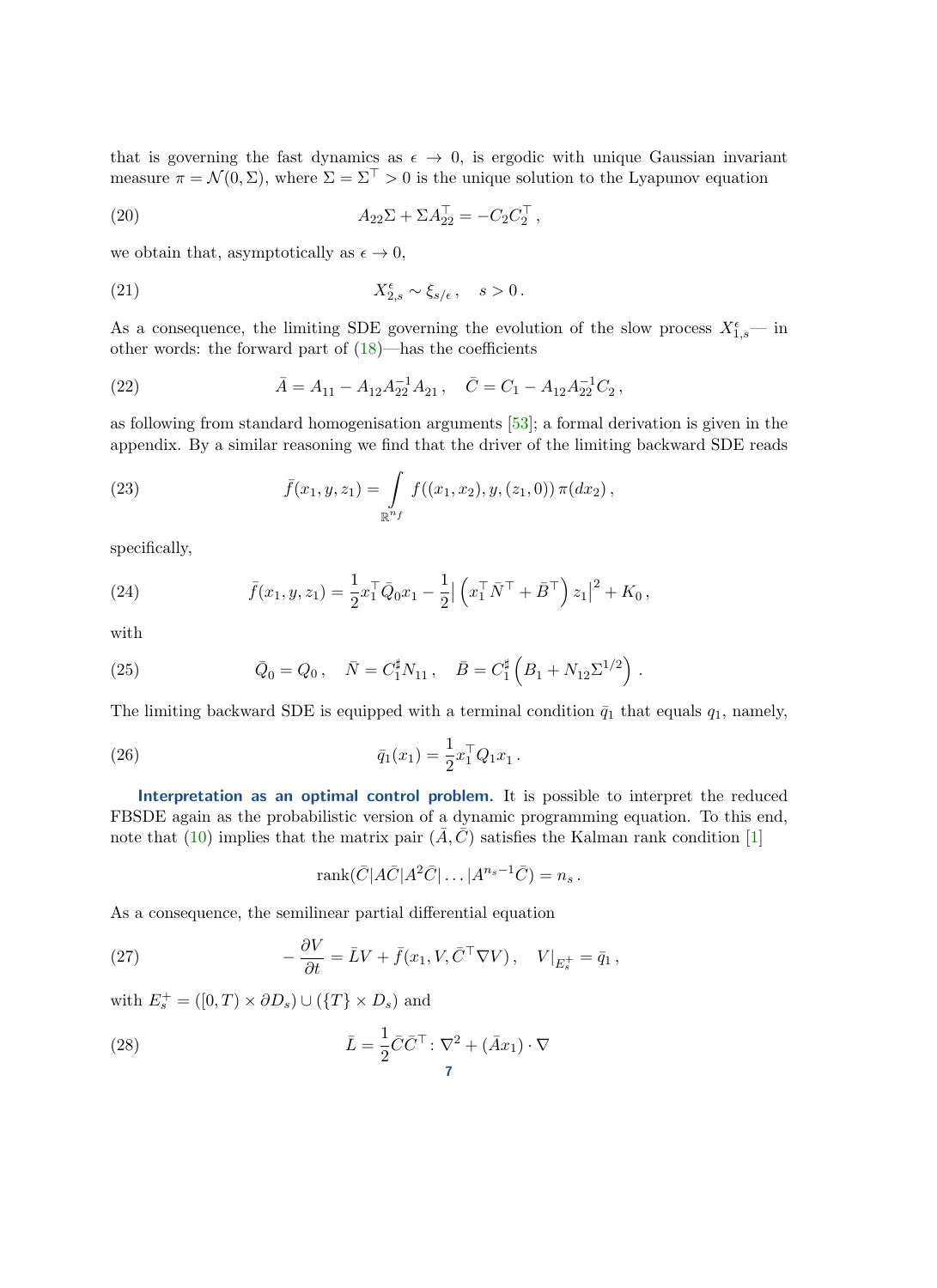that is governing the fast dynamics as $\epsilon \to 0$, is ergodic with unique Gaussian invariant measure $\pi = \mathcal{N}(0, \Sigma)$, where $\Sigma = \Sigma^\top > 0$ is the unique solution to the Lyapunov equation

$$A_{22}\Sigma + \Sigma A_{22}^\top = -C_2 C_2^\top \,, \tag{20}$$

we obtain that, asymptotically as $\epsilon \to 0$,

$$X_{2,s}^\epsilon \sim \xi_{s/\epsilon} \,, \quad s > 0 \,. \tag{21}$$

As a consequence, the limiting SDE governing the evolution of the slow process $X_{1,s}^\epsilon$— in other words: the forward part of (18)—has the coefficients

$$\bar{A} = A_{11} - A_{12}A_{22}^{-1}A_{21} \,, \quad \bar{C} = C_1 - A_{12}A_{22}^{-1}C_2 \,, \tag{22}$$

as following from standard homogenisation arguments [53]; a formal derivation is given in the appendix. By a similar reasoning we find that the driver of the limiting backward SDE reads

$$\bar{f}(x_1, y, z_1) = \int_{\mathbb{R}^{n_f}} f((x_1, x_2), y, (z_1, 0))\, \pi(dx_2) \,, \tag{23}$$

specifically,

$$\bar{f}(x_1, y, z_1) = \frac{1}{2} x_1^\top \bar{Q}_0 x_1 - \frac{1}{2} \left| \left( x_1^\top \bar{N}^\top + \bar{B}^\top \right) z_1 \right|^2 + K_0 \,, \tag{24}$$

with

$$\bar{Q}_0 = Q_0 \,, \quad \bar{N} = C_1^\sharp N_{11} \,, \quad \bar{B} = C_1^\sharp \left( B_1 + N_{12}\Sigma^{1/2} \right) . \tag{25}$$

The limiting backward SDE is equipped with a terminal condition $\bar{q}_1$ that equals $q_1$, namely,

$$\bar{q}_1(x_1) = \frac{1}{2} x_1^\top Q_1 x_1 \,. \tag{26}$$

**Interpretation as an optimal control problem.** It is possible to interpret the reduced FBSDE again as the probabilistic version of a dynamic programming equation. To this end, note that (10) implies that the matrix pair $(\bar{A}, \bar{C})$ satisfies the Kalman rank condition [1]

$$\mathrm{rank}(\bar{C}|A\bar{C}|A^2\bar{C}|\ldots|A^{n_s-1}\bar{C}) = n_s \,.$$

As a consequence, the semilinear partial differential equation

$$-\frac{\partial V}{\partial t} = \bar{L}V + \bar{f}(x_1, V, \bar{C}^\top \nabla V) \,, \quad V|_{E_s^+} = \bar{q}_1 \,, \tag{27}$$

with $E_s^+ = ([0, T) \times \partial D_s) \cup (\{T\} \times D_s)$ and

$$\bar{L} = \frac{1}{2} \bar{C}\bar{C}^\top : \nabla^2 + (\bar{A}x_1) \cdot \nabla \tag{28}$$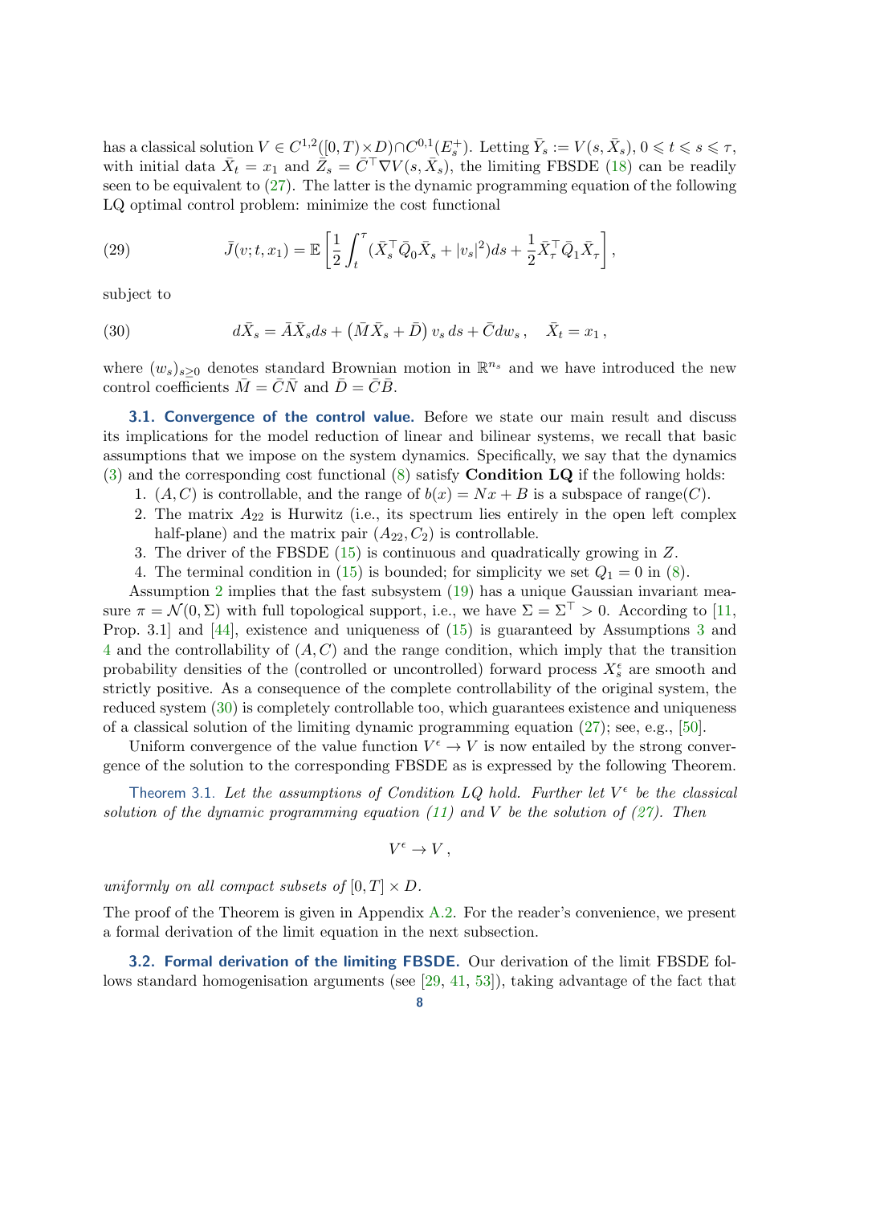has a classical solution $V \in C^{1,2}([0,T)\times D)\cap C^{0,1}(E_s^+)$. Letting $\bar{Y}_s := V(s,\bar{X}_s)$, $0 \leqslant t \leqslant s \leqslant \tau$, with initial data $\bar{X}_t = x_1$ and $\bar{Z}_s = \bar{C}^\top \nabla V(s,\bar{X}_s)$, the limiting FBSDE (18) can be readily seen to be equivalent to (27). The latter is the dynamic programming equation of the following LQ optimal control problem: minimize the cost functional

$$
\bar{J}(v;t,x_1) = \mathbb{E}\left[\frac{1}{2}\int_t^\tau (\bar{X}_s^\top \bar{Q}_0 \bar{X}_s + |v_s|^2)ds + \frac{1}{2}\bar{X}_\tau^\top \bar{Q}_1 \bar{X}_\tau\right], \tag{29}
$$

subject to

$$
d\bar{X}_s = \bar{A}\bar{X}_s ds + \left(\bar{M}\bar{X}_s + \bar{D}\right) v_s\, ds + \bar{C} dw_s\,, \quad \bar{X}_t = x_1\,, \tag{30}
$$

where $(w_s)_{s\geq 0}$ denotes standard Brownian motion in $\mathbb{R}^{n_s}$ and we have introduced the new control coefficients $\bar{M} = \bar{C}\bar{N}$ and $\bar{D} = \bar{C}\bar{B}$.

### 3.1. Convergence of the control value.

Before we state our main result and discuss its implications for the model reduction of linear and bilinear systems, we recall that basic assumptions that we impose on the system dynamics. Specifically, we say that the dynamics (3) and the corresponding cost functional (8) satisfy **Condition LQ** if the following holds:

1. $(A,C)$ is controllable, and the range of $b(x) = Nx + B$ is a subspace of range$(C)$.
2. The matrix $A_{22}$ is Hurwitz (i.e., its spectrum lies entirely in the open left complex half-plane) and the matrix pair $(A_{22}, C_2)$ is controllable.
3. The driver of the FBSDE (15) is continuous and quadratically growing in $Z$.
4. The terminal condition in (15) is bounded; for simplicity we set $Q_1 = 0$ in (8).

Assumption 2 implies that the fast subsystem (19) has a unique Gaussian invariant measure $\pi = \mathcal{N}(0,\Sigma)$ with full topological support, i.e., we have $\Sigma = \Sigma^\top > 0$. According to [11, Prop. 3.1] and [44], existence and uniqueness of (15) is guaranteed by Assumptions 3 and 4 and the controllability of $(A,C)$ and the range condition, which imply that the transition probability densities of the (controlled or uncontrolled) forward process $X_s^\epsilon$ are smooth and strictly positive. As a consequence of the complete controllability of the original system, the reduced system (30) is completely controllable too, which guarantees existence and uniqueness of a classical solution of the limiting dynamic programming equation (27); see, e.g., [50].

Uniform convergence of the value function $V^\epsilon \to V$ is now entailed by the strong convergence of the solution to the corresponding FBSDE as is expressed by the following Theorem.

*Theorem 3.1. Let the assumptions of Condition LQ hold. Further let $V^\epsilon$ be the classical solution of the dynamic programming equation (11) and $V$ be the solution of (27). Then*

$$
V^\epsilon \to V\,,
$$

*uniformly on all compact subsets of $[0,T]\times D$.*

The proof of the Theorem is given in Appendix A.2. For the reader's convenience, we present a formal derivation of the limit equation in the next subsection.

### 3.2. Formal derivation of the limiting FBSDE.

Our derivation of the limit FBSDE follows standard homogenisation arguments (see [29, 41, 53]), taking advantage of the fact that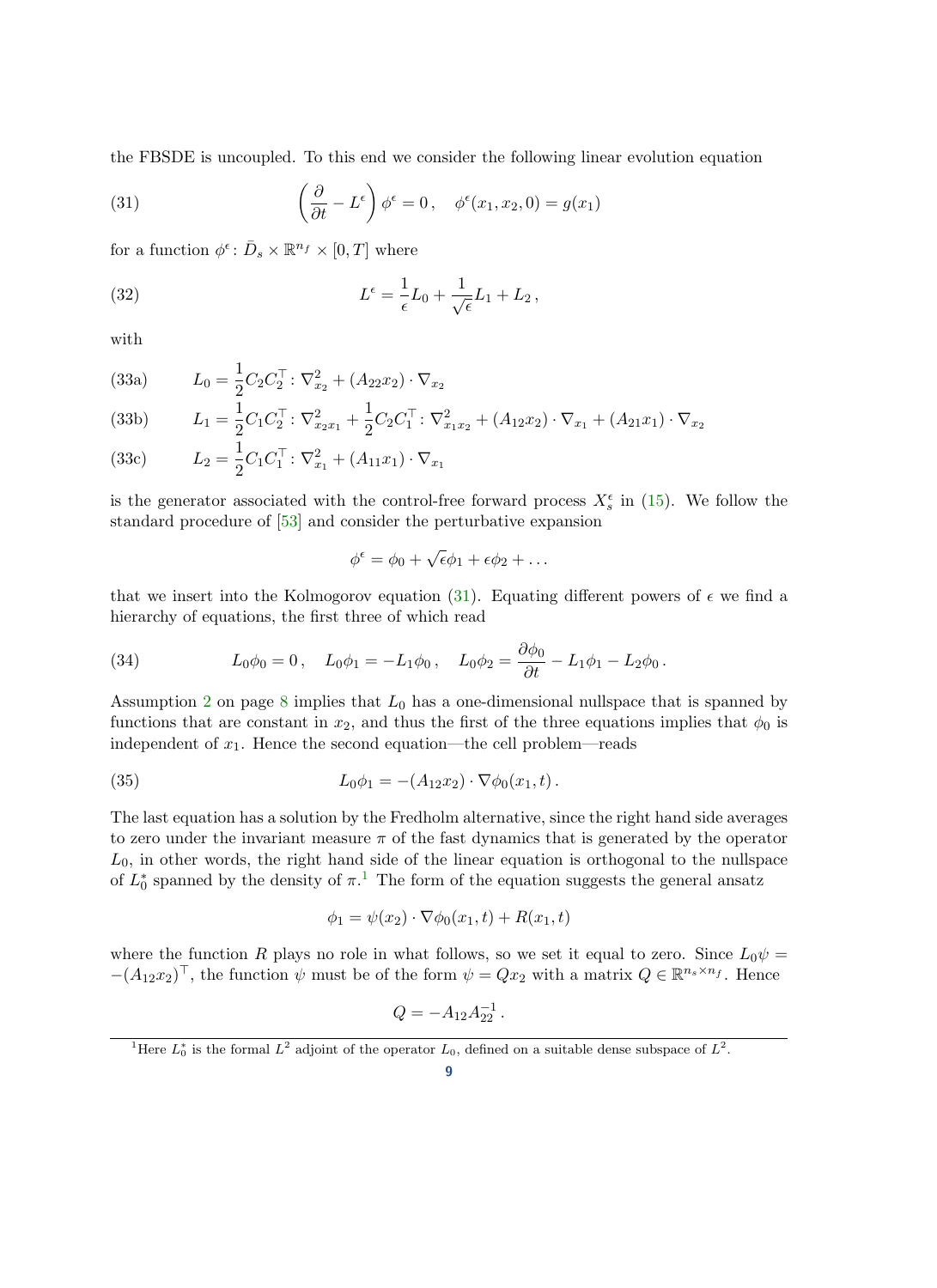the FBSDE is uncoupled. To this end we consider the following linear evolution equation

$$\left(\frac{\partial}{\partial t} - L^\epsilon\right)\phi^\epsilon = 0\,, \quad \phi^\epsilon(x_1, x_2, 0) = g(x_1) \tag{31}$$

for a function $\phi^\epsilon \colon \bar{D}_s \times \mathbb{R}^{n_f} \times [0, T]$ where

$$L^\epsilon = \frac{1}{\epsilon}L_0 + \frac{1}{\sqrt{\epsilon}}L_1 + L_2\,, \tag{32}$$

with

$$L_0 = \frac{1}{2}C_2C_2^\top : \nabla^2_{x_2} + (A_{22}x_2)\cdot\nabla_{x_2} \tag{33a}$$

$$L_1 = \frac{1}{2}C_1C_2^\top : \nabla^2_{x_2x_1} + \frac{1}{2}C_2C_1^\top : \nabla^2_{x_1x_2} + (A_{12}x_2)\cdot\nabla_{x_1} + (A_{21}x_1)\cdot\nabla_{x_2} \tag{33b}$$

$$L_2 = \frac{1}{2}C_1C_1^\top : \nabla^2_{x_1} + (A_{11}x_1)\cdot\nabla_{x_1} \tag{33c}$$

is the generator associated with the control-free forward process $X_s^\epsilon$ in (15). We follow the standard procedure of [53] and consider the perturbative expansion

$$\phi^\epsilon = \phi_0 + \sqrt{\epsilon}\phi_1 + \epsilon\phi_2 + \ldots$$

that we insert into the Kolmogorov equation (31). Equating different powers of $\epsilon$ we find a hierarchy of equations, the first three of which read

$$L_0\phi_0 = 0\,, \quad L_0\phi_1 = -L_1\phi_0\,, \quad L_0\phi_2 = \frac{\partial \phi_0}{\partial t} - L_1\phi_1 - L_2\phi_0\,. \tag{34}$$

Assumption 2 on page 8 implies that $L_0$ has a one-dimensional nullspace that is spanned by functions that are constant in $x_2$, and thus the first of the three equations implies that $\phi_0$ is independent of $x_1$. Hence the second equation—the cell problem—reads

$$L_0\phi_1 = -(A_{12}x_2)\cdot\nabla\phi_0(x_1, t)\,. \tag{35}$$

The last equation has a solution by the Fredholm alternative, since the right hand side averages to zero under the invariant measure $\pi$ of the fast dynamics that is generated by the operator $L_0$, in other words, the right hand side of the linear equation is orthogonal to the nullspace of $L_0^*$ spanned by the density of $\pi$.[1] The form of the equation suggests the general ansatz

$$\phi_1 = \psi(x_2)\cdot\nabla\phi_0(x_1, t) + R(x_1, t)$$

where the function $R$ plays no role in what follows, so we set it equal to zero. Since $L_0\psi = -(A_{12}x_2)^\top$, the function $\psi$ must be of the form $\psi = Qx_2$ with a matrix $Q \in \mathbb{R}^{n_s\times n_f}$. Hence

$$Q = -A_{12}A_{22}^{-1}\,.$$

[1] Here $L_0^*$ is the formal $L^2$ adjoint of the operator $L_0$, defined on a suitable dense subspace of $L^2$.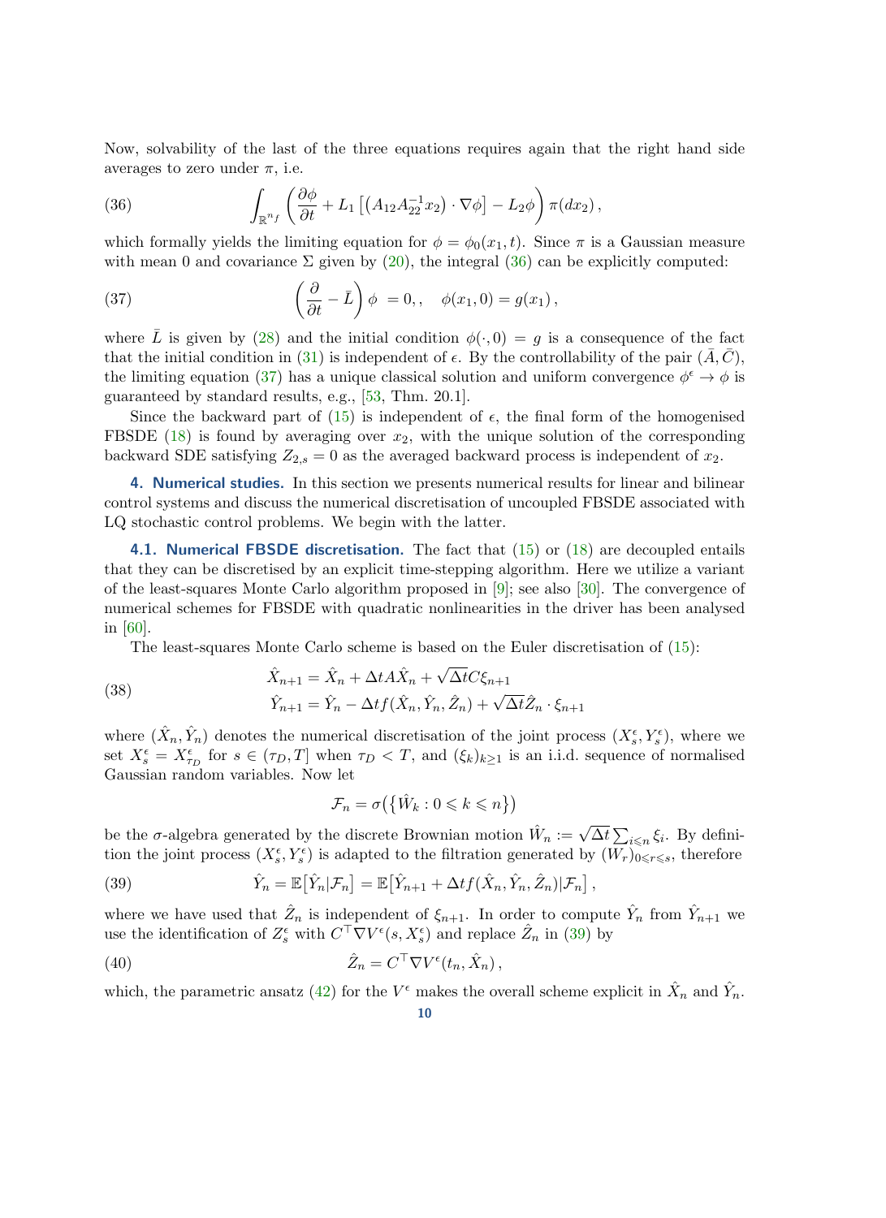Now, solvability of the last of the three equations requires again that the right hand side averages to zero under $\pi$, i.e.

$$\int_{\mathbb{R}^{n_f}} \left(\frac{\partial \phi}{\partial t} + L_1\left[\left(A_{12}A_{22}^{-1}x_2\right)\cdot\nabla\phi\right] - L_2\phi\right)\pi(dx_2)\,, \tag{36}$$

which formally yields the limiting equation for $\phi = \phi_0(x_1, t)$. Since $\pi$ is a Gaussian measure with mean 0 and covariance $\Sigma$ given by (20), the integral (36) can be explicitly computed:

$$\left(\frac{\partial}{\partial t} - \bar{L}\right)\phi \;= 0,\,, \quad \phi(x_1, 0) = g(x_1)\,, \tag{37}$$

where $\bar{L}$ is given by (28) and the initial condition $\phi(\cdot, 0) = g$ is a consequence of the fact that the initial condition in (31) is independent of $\epsilon$. By the controllability of the pair $(\bar{A}, \bar{C})$, the limiting equation (37) has a unique classical solution and uniform convergence $\phi^\epsilon \to \phi$ is guaranteed by standard results, e.g., [53, Thm. 20.1].

Since the backward part of (15) is independent of $\epsilon$, the final form of the homogenised FBSDE (18) is found by averaging over $x_2$, with the unique solution of the corresponding backward SDE satisfying $Z_{2,s} = 0$ as the averaged backward process is independent of $x_2$.

## 4. Numerical studies.

In this section we presents numerical results for linear and bilinear control systems and discuss the numerical discretisation of uncoupled FBSDE associated with LQ stochastic control problems. We begin with the latter.

### 4.1. Numerical FBSDE discretisation.

The fact that (15) or (18) are decoupled entails that they can be discretised by an explicit time-stepping algorithm. Here we utilize a variant of the least-squares Monte Carlo algorithm proposed in [9]; see also [30]. The convergence of numerical schemes for FBSDE with quadratic nonlinearities in the driver has been analysed in [60].

The least-squares Monte Carlo scheme is based on the Euler discretisation of (15):

$$\begin{aligned} \hat{X}_{n+1} &= \hat{X}_n + \Delta t A\hat{X}_n + \sqrt{\Delta t}C\xi_{n+1} \\ \hat{Y}_{n+1} &= \hat{Y}_n - \Delta t f(\hat{X}_n, \hat{Y}_n, \hat{Z}_n) + \sqrt{\Delta t}\hat{Z}_n\cdot\xi_{n+1} \end{aligned} \tag{38}$$

where $(\hat{X}_n, \hat{Y}_n)$ denotes the numerical discretisation of the joint process $(X_s^\epsilon, Y_s^\epsilon)$, where we set $X_s^\epsilon = X_{\tau_D}^\epsilon$ for $s \in (\tau_D, T]$ when $\tau_D < T$, and $(\xi_k)_{k\geq 1}$ is an i.i.d. sequence of normalised Gaussian random variables. Now let

$$\mathcal{F}_n = \sigma\big(\big\{\hat{W}_k : 0 \leqslant k \leqslant n\big\}\big)$$

be the $\sigma$-algebra generated by the discrete Brownian motion $\hat{W}_n := \sqrt{\Delta t}\sum_{i\leqslant n}\xi_i$. By definition the joint process $(X_s^\epsilon, Y_s^\epsilon)$ is adapted to the filtration generated by $(W_r)_{0\leqslant r\leqslant s}$, therefore

$$\hat{Y}_n = \mathbb{E}\big[\hat{Y}_n|\mathcal{F}_n\big] = \mathbb{E}\big[\hat{Y}_{n+1} + \Delta t f(\hat{X}_n, \hat{Y}_n, \hat{Z}_n)|\mathcal{F}_n\big]\,, \tag{39}$$

where we have used that $\hat{Z}_n$ is independent of $\xi_{n+1}$. In order to compute $\hat{Y}_n$ from $\hat{Y}_{n+1}$ we use the identification of $Z_s^\epsilon$ with $C^\top\nabla V^\epsilon(s, X_s^\epsilon)$ and replace $\hat{Z}_n$ in (39) by

$$\hat{Z}_n = C^\top\nabla V^\epsilon(t_n, \hat{X}_n)\,, \tag{40}$$

which, the parametric ansatz (42) for the $V^\epsilon$ makes the overall scheme explicit in $\hat{X}_n$ and $\hat{Y}_n$.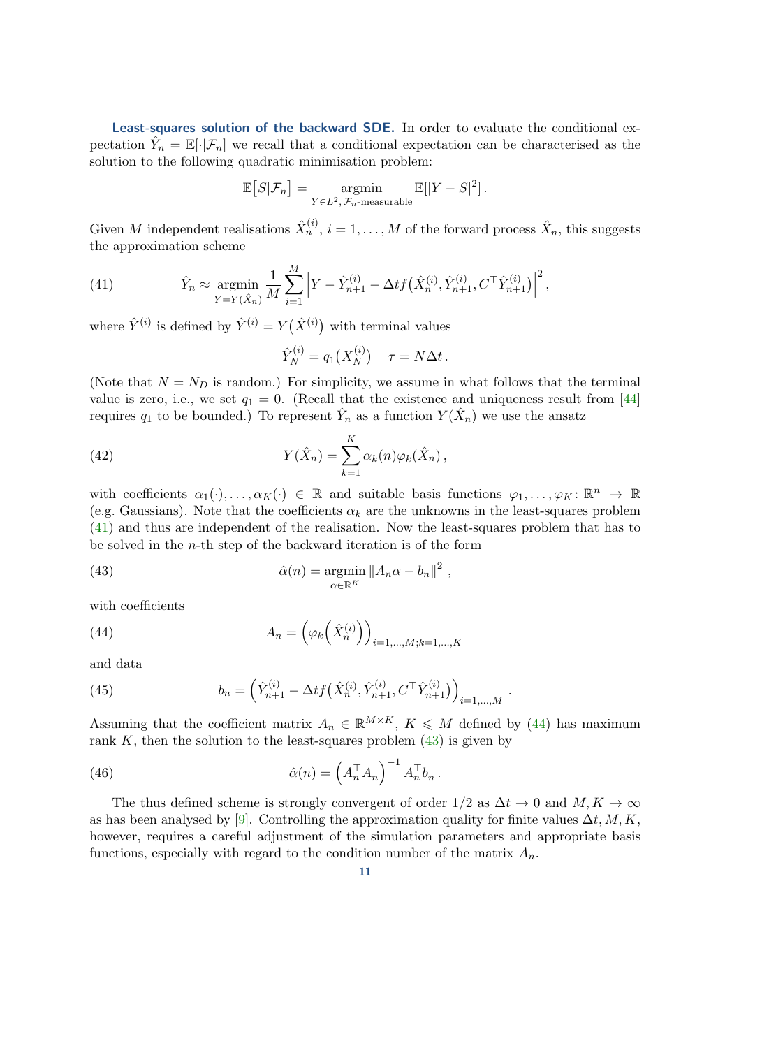**Least-squares solution of the backward SDE.** In order to evaluate the conditional expectation $\hat{Y}_n = \mathbb{E}[\cdot|\mathcal{F}_n]$ we recall that a conditional expectation can be characterised as the solution to the following quadratic minimisation problem:

$$\mathbb{E}\big[S|\mathcal{F}_n\big] = \underset{Y \in L^2,\, \mathcal{F}_n\text{-measurable}}{\operatorname{argmin}} \mathbb{E}[|Y - S|^2]\,.$$

Given $M$ independent realisations $\hat{X}_n^{(i)}$, $i = 1, \ldots, M$ of the forward process $\hat{X}_n$, this suggests the approximation scheme

$$\hat{Y}_n \approx \underset{Y = Y(\hat{X}_n)}{\operatorname{argmin}} \frac{1}{M} \sum_{i=1}^{M} \left| Y - \hat{Y}_{n+1}^{(i)} - \Delta t f\big(\hat{X}_n^{(i)}, \hat{Y}_{n+1}^{(i)}, C^\top \hat{Y}_{n+1}^{(i)}\big)\right|^2, \tag{41}$$

where $\hat{Y}^{(i)}$ is defined by $\hat{Y}^{(i)} = Y\big(\hat{X}^{(i)}\big)$ with terminal values

$$\hat{Y}_N^{(i)} = q_1\big(X_N^{(i)}\big) \quad \tau = N \Delta t\,.$$

(Note that $N = N_D$ is random.) For simplicity, we assume in what follows that the terminal value is zero, i.e., we set $q_1 = 0$. (Recall that the existence and uniqueness result from [44] requires $q_1$ to be bounded.) To represent $\hat{Y}_n$ as a function $Y(\hat{X}_n)$ we use the ansatz

$$Y(\hat{X}_n) = \sum_{k=1}^{K} \alpha_k(n) \varphi_k(\hat{X}_n)\,, \tag{42}$$

with coefficients $\alpha_1(\cdot), \ldots, \alpha_K(\cdot) \in \mathbb{R}$ and suitable basis functions $\varphi_1, \ldots, \varphi_K \colon \mathbb{R}^n \to \mathbb{R}$ (e.g. Gaussians). Note that the coefficients $\alpha_k$ are the unknowns in the least-squares problem (41) and thus are independent of the realisation. Now the least-squares problem that has to be solved in the $n$-th step of the backward iteration is of the form

$$\hat{\alpha}(n) = \underset{\alpha \in \mathbb{R}^K}{\operatorname{argmin}} \left\| A_n \alpha - b_n \right\|^2\,, \tag{43}$$

with coefficients

$$A_n = \Big(\varphi_k\Big(\hat{X}_n^{(i)}\Big)\Big)_{i=1,\ldots,M;k=1,\ldots,K} \tag{44}$$

and data

$$b_n = \Big(\hat{Y}_{n+1}^{(i)} - \Delta t f\big(\hat{X}_n^{(i)}, \hat{Y}_{n+1}^{(i)}, C^\top \hat{Y}_{n+1}^{(i)}\big)\Big)_{i=1,\ldots,M}\,. \tag{45}$$

Assuming that the coefficient matrix $A_n \in \mathbb{R}^{M \times K}$, $K \leqslant M$ defined by (44) has maximum rank $K$, then the solution to the least-squares problem (43) is given by

$$\hat{\alpha}(n) = \Big(A_n^\top A_n\Big)^{-1} A_n^\top b_n\,. \tag{46}$$

The thus defined scheme is strongly convergent of order $1/2$ as $\Delta t \to 0$ and $M, K \to \infty$ as has been analysed by [9]. Controlling the approximation quality for finite values $\Delta t, M, K$, however, requires a careful adjustment of the simulation parameters and appropriate basis functions, especially with regard to the condition number of the matrix $A_n$.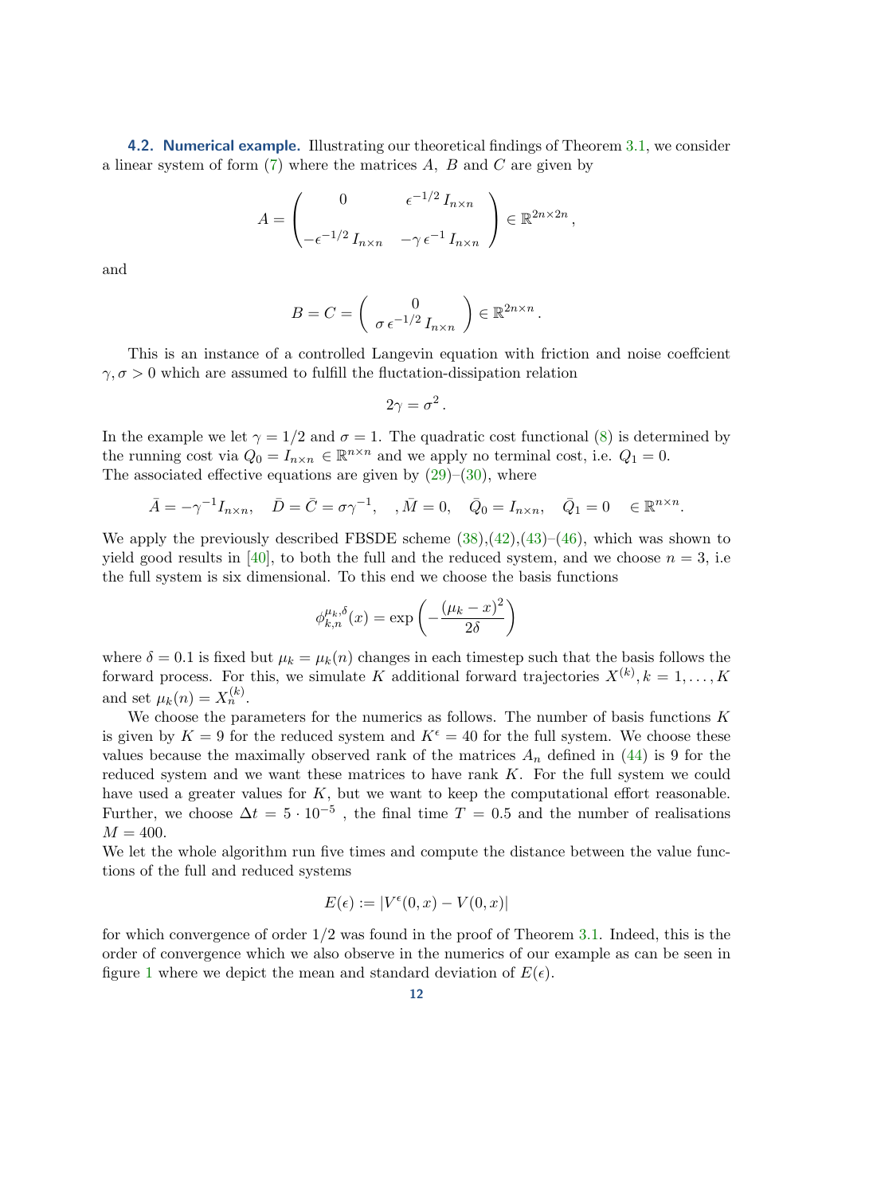### 4.2. Numerical example.

Illustrating our theoretical findings of Theorem 3.1, we consider a linear system of form (7) where the matrices $A$, $B$ and $C$ are given by

$$
A = \begin{pmatrix} 0 & \epsilon^{-1/2} I_{n\times n} \\ -\epsilon^{-1/2} I_{n\times n} & -\gamma\,\epsilon^{-1} I_{n\times n} \end{pmatrix} \in \mathbb{R}^{2n\times 2n}\,,
$$

and

$$
B = C = \begin{pmatrix} 0 \\ \sigma\,\epsilon^{-1/2} I_{n\times n} \end{pmatrix} \in \mathbb{R}^{2n\times n}\,.
$$

This is an instance of a controlled Langevin equation with friction and noise coeffcient $\gamma, \sigma > 0$ which are assumed to fulfill the fluctation-dissipation relation

$$
2\gamma = \sigma^2\,.
$$

In the example we let $\gamma = 1/2$ and $\sigma = 1$. The quadratic cost functional (8) is determined by the running cost via $Q_0 = I_{n\times n} \in \mathbb{R}^{n\times n}$ and we apply no terminal cost, i.e. $Q_1 = 0$. The associated effective equations are given by (29)–(30), where

$$
\bar{A} = -\gamma^{-1} I_{n\times n}, \quad \bar{D} = \bar{C} = \sigma\gamma^{-1}, \quad ,\bar{M} = 0, \quad \bar{Q}_0 = I_{n\times n}, \quad \bar{Q}_1 = 0 \quad \in \mathbb{R}^{n\times n}.
$$

We apply the previously described FBSDE scheme (38),(42),(43)–(46), which was shown to yield good results in [40], to both the full and the reduced system, and we choose $n = 3$, i.e the full system is six dimensional. To this end we choose the basis functions

$$
\phi^{\mu_k,\delta}_{k,n}(x) = \exp\left(-\frac{(\mu_k - x)^2}{2\delta}\right)
$$

where $\delta = 0.1$ is fixed but $\mu_k = \mu_k(n)$ changes in each timestep such that the basis follows the forward process. For this, we simulate $K$ additional forward trajectories $X^{(k)}, k = 1, \ldots, K$ and set $\mu_k(n) = X^{(k)}_n$.

We choose the parameters for the numerics as follows. The number of basis functions $K$ is given by $K = 9$ for the reduced system and $K^\epsilon = 40$ for the full system. We choose these values because the maximally observed rank of the matrices $A_n$ defined in (44) is 9 for the reduced system and we want these matrices to have rank $K$. For the full system we could have used a greater values for $K$, but we want to keep the computational effort reasonable. Further, we choose $\Delta t = 5 \cdot 10^{-5}$ , the final time $T = 0.5$ and the number of realisations $M = 400$.

We let the whole algorithm run five times and compute the distance between the value functions of the full and reduced systems

$$
E(\epsilon) := |V^\epsilon(0, x) - V(0, x)|
$$

for which convergence of order 1/2 was found in the proof of Theorem 3.1. Indeed, this is the order of convergence which we also observe in the numerics of our example as can be seen in figure 1 where we depict the mean and standard deviation of $E(\epsilon)$.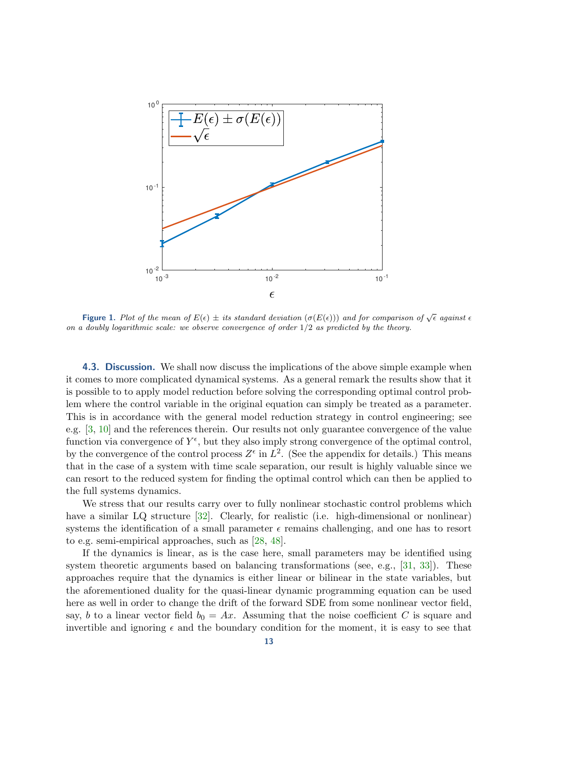**Figure 1.** *Plot of the mean of $E(\epsilon) \pm$ its standard deviation ($\sigma(E(\epsilon))$) and for comparison of $\sqrt{\epsilon}$ against $\epsilon$ on a doubly logarithmic scale: we observe convergence of order $1/2$ as predicted by the theory.*

### 4.3. Discussion.

We shall now discuss the implications of the above simple example when it comes to more complicated dynamical systems. As a general remark the results show that it is possible to to apply model reduction before solving the corresponding optimal control problem where the control variable in the original equation can simply be treated as a parameter. This is in accordance with the general model reduction strategy in control engineering; see e.g. [3, 10] and the references therein. Our results not only guarantee convergence of the value function via convergence of $Y^\epsilon$, but they also imply strong convergence of the optimal control, by the convergence of the control process $Z^\epsilon$ in $L^2$. (See the appendix for details.) This means that in the case of a system with time scale separation, our result is highly valuable since we can resort to the reduced system for finding the optimal control which can then be applied to the full systems dynamics.

We stress that our results carry over to fully nonlinear stochastic control problems which have a similar LQ structure [32]. Clearly, for realistic (i.e. high-dimensional or nonlinear) systems the identification of a small parameter $\epsilon$ remains challenging, and one has to resort to e.g. semi-empirical approaches, such as [28, 48].

If the dynamics is linear, as is the case here, small parameters may be identified using system theoretic arguments based on balancing transformations (see, e.g., [31, 33]). These approaches require that the dynamics is either linear or bilinear in the state variables, but the aforementioned duality for the quasi-linear dynamic programming equation can be used here as well in order to change the drift of the forward SDE from some nonlinear vector field, say, $b$ to a linear vector field $b_0 = Ax$. Assuming that the noise coefficient $C$ is square and invertible and ignoring $\epsilon$ and the boundary condition for the moment, it is easy to see that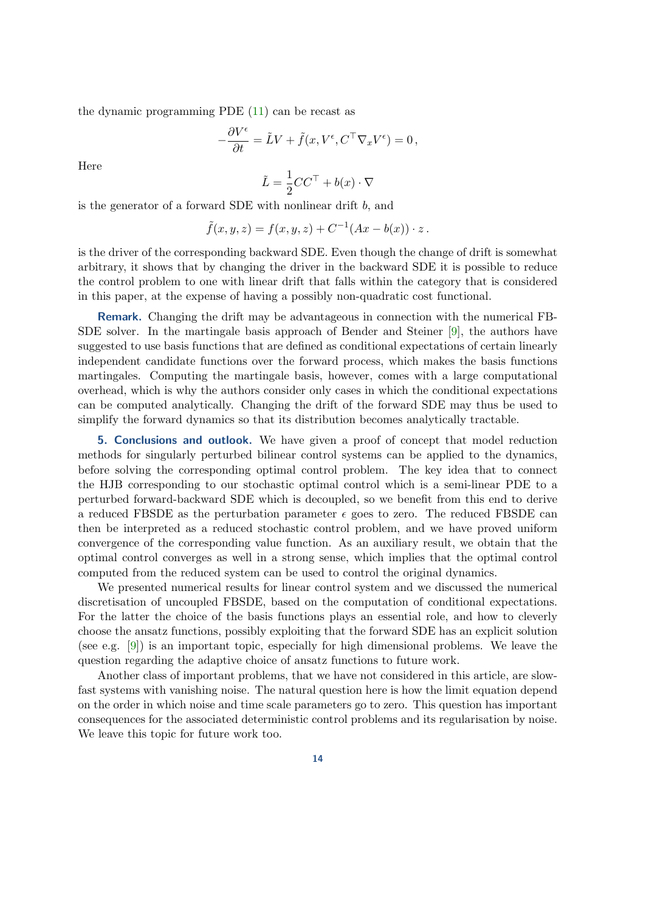the dynamic programming PDE (11) can be recast as

$$-\frac{\partial V^\epsilon}{\partial t} = \tilde{L}V + \tilde{f}(x, V^\epsilon, C^\top \nabla_x V^\epsilon) = 0\,,$$

Here

$$\tilde{L} = \frac{1}{2}CC^\top + b(x)\cdot\nabla$$

is the generator of a forward SDE with nonlinear drift $b$, and

$$\tilde{f}(x,y,z) = f(x,y,z) + C^{-1}(Ax - b(x))\cdot z\,.$$

is the driver of the corresponding backward SDE. Even though the change of drift is somewhat arbitrary, it shows that by changing the driver in the backward SDE it is possible to reduce the control problem to one with linear drift that falls within the category that is considered in this paper, at the expense of having a possibly non-quadratic cost functional.

**Remark.** Changing the drift may be advantageous in connection with the numerical FBSDE solver. In the martingale basis approach of Bender and Steiner [9], the authors have suggested to use basis functions that are defined as conditional expectations of certain linearly independent candidate functions over the forward process, which makes the basis functions martingales. Computing the martingale basis, however, comes with a large computational overhead, which is why the authors consider only cases in which the conditional expectations can be computed analytically. Changing the drift of the forward SDE may thus be used to simplify the forward dynamics so that its distribution becomes analytically tractable.

## 5. Conclusions and outlook.

We have given a proof of concept that model reduction methods for singularly perturbed bilinear control systems can be applied to the dynamics, before solving the corresponding optimal control problem. The key idea that to connect the HJB corresponding to our stochastic optimal control which is a semi-linear PDE to a perturbed forward-backward SDE which is decoupled, so we benefit from this end to derive a reduced FBSDE as the perturbation parameter $\epsilon$ goes to zero. The reduced FBSDE can then be interpreted as a reduced stochastic control problem, and we have proved uniform convergence of the corresponding value function. As an auxiliary result, we obtain that the optimal control converges as well in a strong sense, which implies that the optimal control computed from the reduced system can be used to control the original dynamics.

We presented numerical results for linear control system and we discussed the numerical discretisation of uncoupled FBSDE, based on the computation of conditional expectations. For the latter the choice of the basis functions plays an essential role, and how to cleverly choose the ansatz functions, possibly exploiting that the forward SDE has an explicit solution (see e.g. [9]) is an important topic, especially for high dimensional problems. We leave the question regarding the adaptive choice of ansatz functions to future work.

Another class of important problems, that we have not considered in this article, are slow-fast systems with vanishing noise. The natural question here is how the limit equation depend on the order in which noise and time scale parameters go to zero. This question has important consequences for the associated deterministic control problems and its regularisation by noise. We leave this topic for future work too.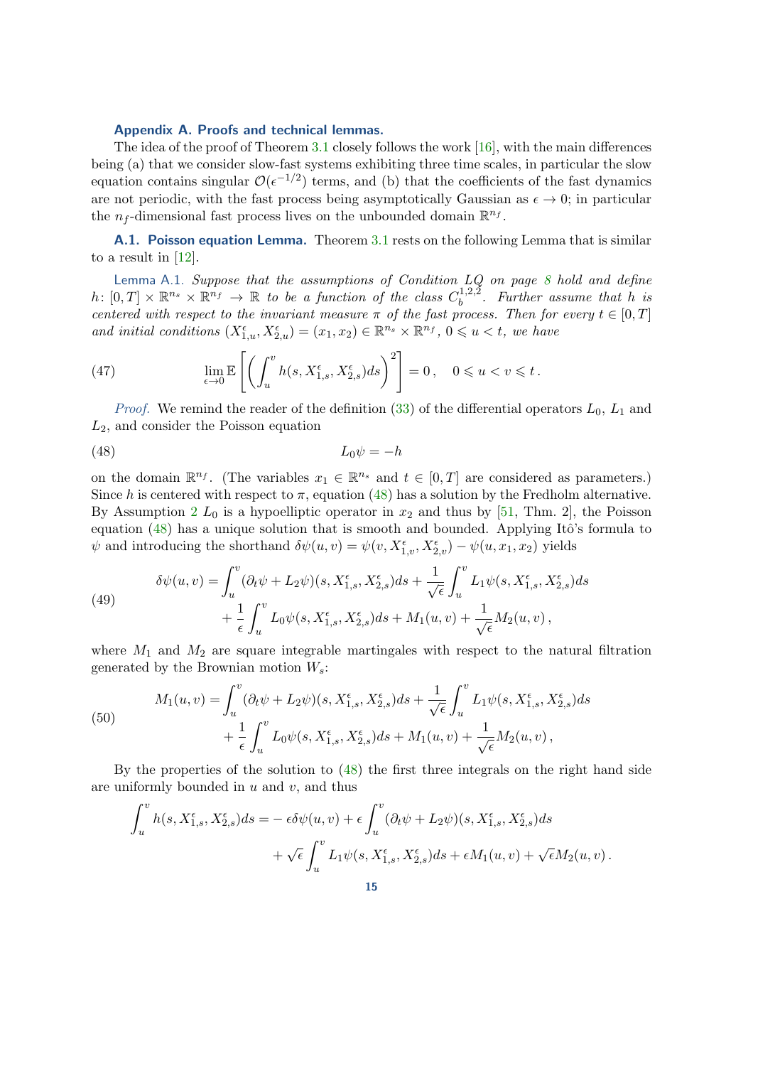## Appendix A. Proofs and technical lemmas.

The idea of the proof of Theorem 3.1 closely follows the work [16], with the main differences being (a) that we consider slow-fast systems exhibiting three time scales, in particular the slow equation contains singular $\mathcal{O}(\epsilon^{-1/2})$ terms, and (b) that the coefficients of the fast dynamics are not periodic, with the fast process being asymptotically Gaussian as $\epsilon \to 0$; in particular the $n_f$-dimensional fast process lives on the unbounded domain $\mathbb{R}^{n_f}$.

### A.1. Poisson equation Lemma.

Theorem 3.1 rests on the following Lemma that is similar to a result in [12].

Lemma A.1. *Suppose that the assumptions of Condition LQ on page 8 hold and define $h\colon [0,T] \times \mathbb{R}^{n_s} \times \mathbb{R}^{n_f} \to \mathbb{R}$ to be a function of the class $C_b^{1,2,2}$. Further assume that $h$ is centered with respect to the invariant measure $\pi$ of the fast process. Then for every $t \in [0,T]$ and initial conditions $(X_{1,u}^\epsilon, X_{2,u}^\epsilon) = (x_1, x_2) \in \mathbb{R}^{n_s} \times \mathbb{R}^{n_f}$, $0 \leqslant u < t$, we have*

$$
\lim_{\epsilon \to 0} \mathbb{E}\left[\left(\int_u^v h(s, X_{1,s}^\epsilon, X_{2,s}^\epsilon) ds\right)^2\right] = 0\,, \quad 0 \leqslant u < v \leqslant t\,. \tag{47}
$$

*Proof.* We remind the reader of the definition (33) of the differential operators $L_0$, $L_1$ and $L_2$, and consider the Poisson equation

$$
L_0 \psi = -h \tag{48}
$$

on the domain $\mathbb{R}^{n_f}$. (The variables $x_1 \in \mathbb{R}^{n_s}$ and $t \in [0,T]$ are considered as parameters.) Since $h$ is centered with respect to $\pi$, equation (48) has a solution by the Fredholm alternative. By Assumption 2 $L_0$ is a hypoelliptic operator in $x_2$ and thus by [51, Thm. 2], the Poisson equation (48) has a unique solution that is smooth and bounded. Applying Itô's formula to $\psi$ and introducing the shorthand $\delta\psi(u,v) = \psi(v, X_{1,v}^\epsilon, X_{2,v}^\epsilon) - \psi(u, x_1, x_2)$ yields

$$
\begin{aligned}
\delta\psi(u,v) = &\int_u^v (\partial_t \psi + L_2\psi)(s, X_{1,s}^\epsilon, X_{2,s}^\epsilon) ds + \frac{1}{\sqrt{\epsilon}} \int_u^v L_1\psi(s, X_{1,s}^\epsilon, X_{2,s}^\epsilon) ds \\
&+ \frac{1}{\epsilon}\int_u^v L_0\psi(s, X_{1,s}^\epsilon, X_{2,s}^\epsilon) ds + M_1(u,v) + \frac{1}{\sqrt{\epsilon}} M_2(u,v)\,,
\end{aligned} \tag{49}
$$

where $M_1$ and $M_2$ are square integrable martingales with respect to the natural filtration generated by the Brownian motion $W_s$:

$$
\begin{aligned}
M_1(u,v) = &\int_u^v (\partial_t \psi + L_2\psi)(s, X_{1,s}^\epsilon, X_{2,s}^\epsilon) ds + \frac{1}{\sqrt{\epsilon}} \int_u^v L_1\psi(s, X_{1,s}^\epsilon, X_{2,s}^\epsilon) ds \\
&+ \frac{1}{\epsilon}\int_u^v L_0\psi(s, X_{1,s}^\epsilon, X_{2,s}^\epsilon) ds + M_1(u,v) + \frac{1}{\sqrt{\epsilon}} M_2(u,v)\,,
\end{aligned} \tag{50}
$$

By the properties of the solution to (48) the first three integrals on the right hand side are uniformly bounded in $u$ and $v$, and thus

$$
\begin{aligned}
\int_u^v h(s, X_{1,s}^\epsilon, X_{2,s}^\epsilon) ds = &-\epsilon\delta\psi(u,v) + \epsilon \int_u^v (\partial_t \psi + L_2\psi)(s, X_{1,s}^\epsilon, X_{2,s}^\epsilon) ds \\
&+ \sqrt{\epsilon} \int_u^v L_1\psi(s, X_{1,s}^\epsilon, X_{2,s}^\epsilon) ds + \epsilon M_1(u,v) + \sqrt{\epsilon} M_2(u,v)\,.
\end{aligned}
$$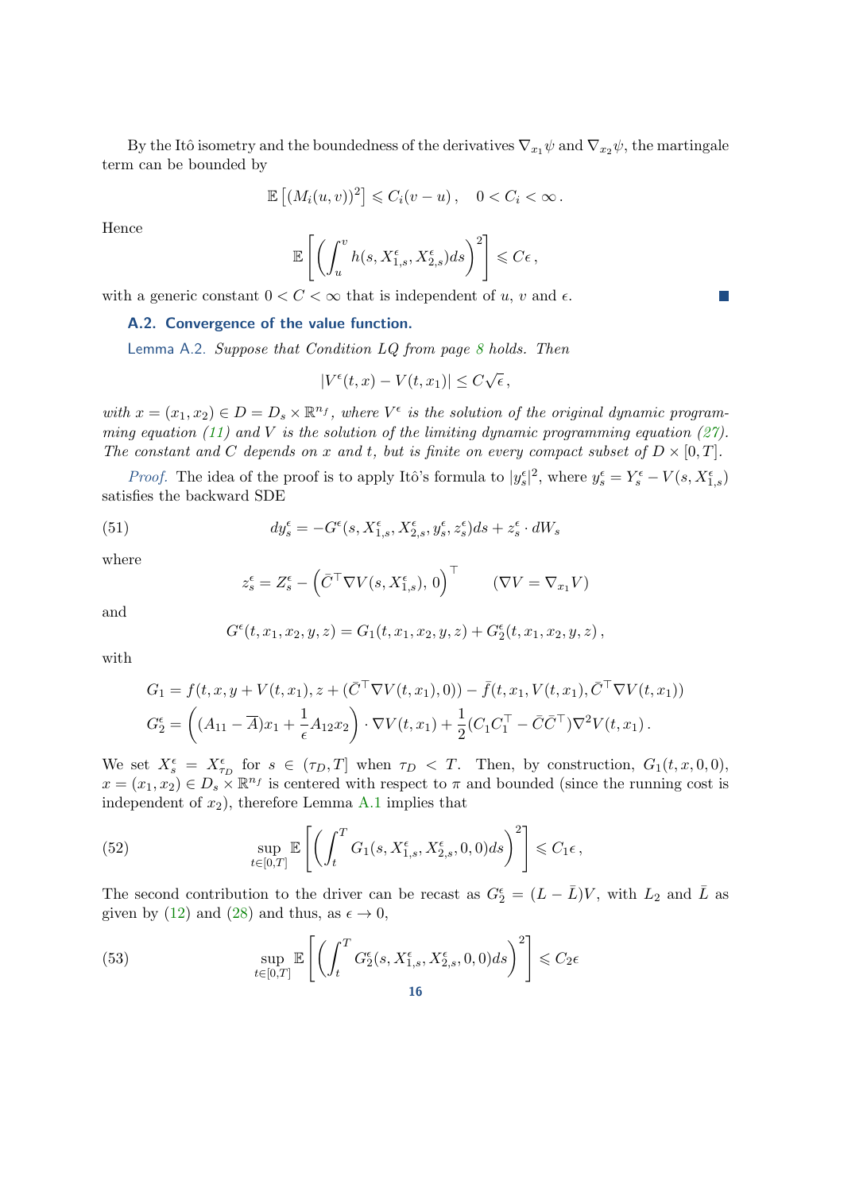By the Itô isometry and the boundedness of the derivatives $\nabla_{x_1}\psi$ and $\nabla_{x_2}\psi$, the martingale term can be bounded by

$$\mathbb{E}\left[(M_i(u,v))^2\right] \leqslant C_i(v-u)\,,\quad 0 < C_i < \infty\,.$$

Hence

$$\mathbb{E}\left[\left(\int_u^v h(s, X_{1,s}^\epsilon, X_{2,s}^\epsilon)ds\right)^2\right] \leqslant C\epsilon\,,$$

with a generic constant $0 < C < \infty$ that is independent of $u$, $v$ and $\epsilon$. ∎

### A.2. Convergence of the value function.

Lemma A.2. *Suppose that Condition LQ from page 8 holds. Then*

$$|V^\epsilon(t,x) - V(t,x_1)| \leq C\sqrt{\epsilon}\,,$$

*with $x = (x_1, x_2) \in D = D_s \times \mathbb{R}^{n_f}$, where $V^\epsilon$ is the solution of the original dynamic programming equation (11) and $V$ is the solution of the limiting dynamic programming equation (27). The constant and $C$ depends on $x$ and $t$, but is finite on every compact subset of $D \times [0,T]$.*

*Proof.* The idea of the proof is to apply Itô's formula to $|y_s^\epsilon|^2$, where $y_s^\epsilon = Y_s^\epsilon - V(s, X_{1,s}^\epsilon)$ satisfies the backward SDE

$$dy_s^\epsilon = -G^\epsilon(s, X_{1,s}^\epsilon, X_{2,s}^\epsilon, y_s^\epsilon, z_s^\epsilon)ds + z_s^\epsilon \cdot dW_s \tag{51}$$

where

$$z_s^\epsilon = Z_s^\epsilon - \left(\bar{C}^\top \nabla V(s, X_{1,s}^\epsilon),\, 0\right)^\top \qquad (\nabla V = \nabla_{x_1} V)$$

and

$$G^\epsilon(t, x_1, x_2, y, z) = G_1(t, x_1, x_2, y, z) + G_2^\epsilon(t, x_1, x_2, y, z)\,,$$

with

$$G_1 = f(t, x, y + V(t,x_1), z + (\bar{C}^\top \nabla V(t,x_1), 0)) - \bar{f}(t, x_1, V(t,x_1), \bar{C}^\top \nabla V(t,x_1))$$

$$G_2^\epsilon = \left((A_{11} - \overline{A})x_1 + \frac{1}{\epsilon}A_{12}x_2\right) \cdot \nabla V(t,x_1) + \frac{1}{2}(C_1C_1^\top - \bar{C}\bar{C}^\top)\nabla^2 V(t,x_1)\,.$$

We set $X_s^\epsilon = X_{\tau_D}^\epsilon$ for $s \in (\tau_D, T]$ when $\tau_D < T$. Then, by construction, $G_1(t, x, 0, 0)$, $x = (x_1, x_2) \in D_s \times \mathbb{R}^{n_f}$ is centered with respect to $\pi$ and bounded (since the running cost is independent of $x_2$), therefore Lemma A.1 implies that

$$\sup_{t\in[0,T]} \mathbb{E}\left[\left(\int_t^T G_1(s, X_{1,s}^\epsilon, X_{2,s}^\epsilon, 0, 0)ds\right)^2\right] \leqslant C_1\epsilon\,, \tag{52}$$

The second contribution to the driver can be recast as $G_2^\epsilon = (L - \bar{L})V$, with $L_2$ and $\bar{L}$ as given by (12) and (28) and thus, as $\epsilon \to 0$,

$$\sup_{t\in[0,T]} \mathbb{E}\left[\left(\int_t^T G_2^\epsilon(s, X_{1,s}^\epsilon, X_{2,s}^\epsilon, 0, 0)ds\right)^2\right] \leqslant C_2\epsilon \tag{53}$$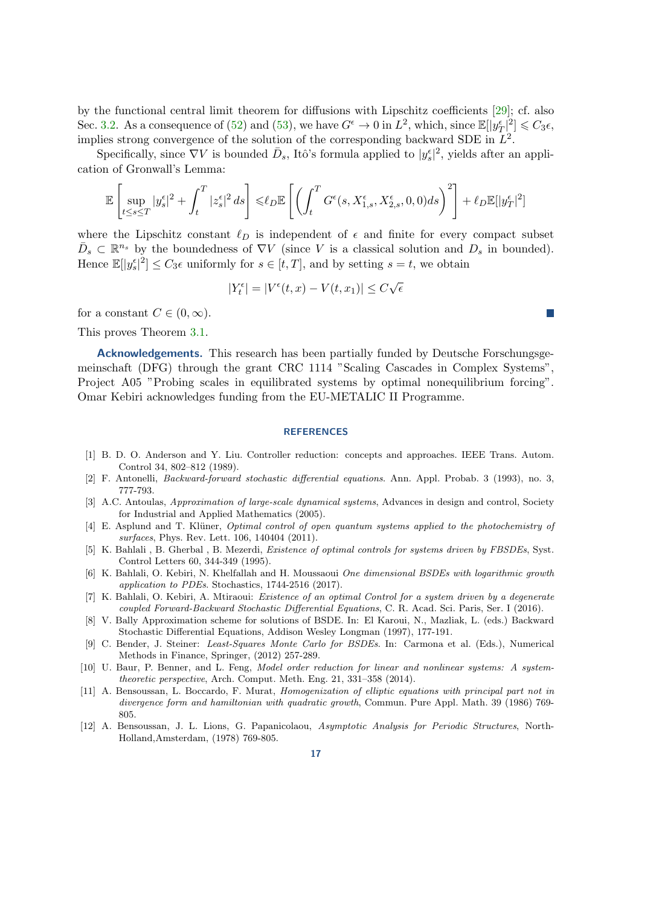by the functional central limit theorem for diffusions with Lipschitz coefficients [29]; cf. also Sec. 3.2. As a consequence of (52) and (53), we have $G^\epsilon \to 0$ in $L^2$, which, since $\mathbb{E}[|y_T^\epsilon|^2] \leqslant C_3\epsilon$, implies strong convergence of the solution of the corresponding backward SDE in $L^2$.

Specifically, since $\nabla V$ is bounded $\bar{D}_s$, Itô's formula applied to $|y_s^\epsilon|^2$, yields after an application of Gronwall's Lemma:

$$\mathbb{E}\left[\sup_{t\leq s\leq T}|y_s^\epsilon|^2 + \int_t^T |z_s^\epsilon|^2\,ds\right] \leqslant \ell_D \mathbb{E}\left[\left(\int_t^T G^\epsilon(s, X_{1,s}^\epsilon, X_{2,s}^\epsilon, 0, 0)ds\right)^2\right] + \ell_D\mathbb{E}[|y_T^\epsilon|^2]$$

where the Lipschitz constant $\ell_D$ is independent of $\epsilon$ and finite for every compact subset $\bar{D}_s \subset \mathbb{R}^{n_s}$ by the boundedness of $\nabla V$ (since $V$ is a classical solution and $D_s$ in bounded). Hence $\mathbb{E}[|y_s^\epsilon|^2] \leq C_3\epsilon$ uniformly for $s \in [t, T]$, and by setting $s = t$, we obtain

$$|Y_t^\epsilon| = |V^\epsilon(t, x) - V(t, x_1)| \leq C\sqrt{\epsilon}$$

for a constant $C \in (0, \infty)$. ∎

This proves Theorem 3.1.

**Acknowledgements.** This research has been partially funded by Deutsche Forschungsgemeinschaft (DFG) through the grant CRC 1114 "Scaling Cascades in Complex Systems", Project A05 "Probing scales in equilibrated systems by optimal nonequilibrium forcing". Omar Kebiri acknowledges funding from the EU-METALIC II Programme.

## REFERENCES

[1] B. D. O. Anderson and Y. Liu. Controller reduction: concepts and approaches. IEEE Trans. Autom. Control 34, 802–812 (1989).

[2] F. Antonelli, *Backward-forward stochastic differential equations*. Ann. Appl. Probab. 3 (1993), no. 3, 777-793.

[3] A.C. Antoulas, *Approximation of large-scale dynamical systems*, Advances in design and control, Society for Industrial and Applied Mathematics (2005).

[4] E. Asplund and T. Klüner, *Optimal control of open quantum systems applied to the photochemistry of surfaces*, Phys. Rev. Lett. 106, 140404 (2011).

[5] K. Bahlali , B. Gherbal , B. Mezerdi, *Existence of optimal controls for systems driven by FBSDEs*, Syst. Control Letters 60, 344-349 (1995).

[6] K. Bahlali, O. Kebiri, N. Khelfallah and H. Moussaoui *One dimensional BSDEs with logarithmic growth application to PDEs*. Stochastics, 1744-2516 (2017).

[7] K. Bahlali, O. Kebiri, A. Mtiraoui: *Existence of an optimal Control for a system driven by a degenerate coupled Forward-Backward Stochastic Differential Equations*, C. R. Acad. Sci. Paris, Ser. I (2016).

[8] V. Bally Approximation scheme for solutions of BSDE. In: El Karoui, N., Mazliak, L. (eds.) Backward Stochastic Differential Equations, Addison Wesley Longman (1997), 177-191.

[9] C. Bender, J. Steiner: *Least-Squares Monte Carlo for BSDEs*. In: Carmona et al. (Eds.), Numerical Methods in Finance, Springer, (2012) 257-289.

[10] U. Baur, P. Benner, and L. Feng, *Model order reduction for linear and nonlinear systems: A system-theoretic perspective*, Arch. Comput. Meth. Eng. 21, 331–358 (2014).

[11] A. Bensoussan, L. Boccardo, F. Murat, *Homogenization of elliptic equations with principal part not in divergence form and hamiltonian with quadratic growth*, Commun. Pure Appl. Math. 39 (1986) 769-805.

[12] A. Bensoussan, J. L. Lions, G. Papanicolaou, *Asymptotic Analysis for Periodic Structures*, North-Holland,Amsterdam, (1978) 769-805.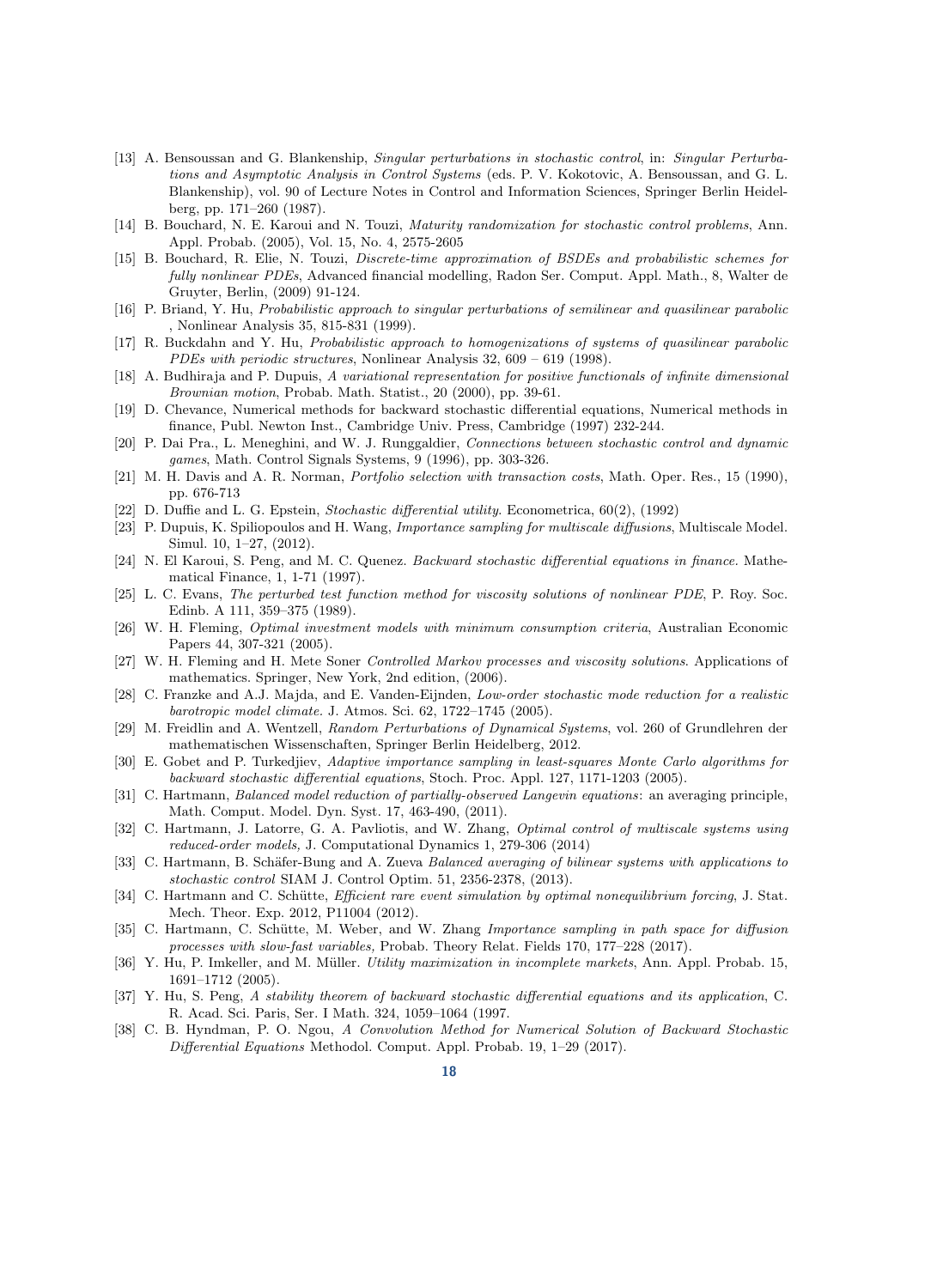- [13] A. Bensoussan and G. Blankenship, *Singular perturbations in stochastic control*, in: *Singular Perturbations and Asymptotic Analysis in Control Systems* (eds. P. V. Kokotovic, A. Bensoussan, and G. L. Blankenship), vol. 90 of Lecture Notes in Control and Information Sciences, Springer Berlin Heidelberg, pp. 171–260 (1987).
- [14] B. Bouchard, N. E. Karoui and N. Touzi, *Maturity randomization for stochastic control problems*, Ann. Appl. Probab. (2005), Vol. 15, No. 4, 2575-2605
- [15] B. Bouchard, R. Elie, N. Touzi, *Discrete-time approximation of BSDEs and probabilistic schemes for fully nonlinear PDEs*, Advanced financial modelling, Radon Ser. Comput. Appl. Math., 8, Walter de Gruyter, Berlin, (2009) 91-124.
- [16] P. Briand, Y. Hu, *Probabilistic approach to singular perturbations of semilinear and quasilinear parabolic* , Nonlinear Analysis 35, 815-831 (1999).
- [17] R. Buckdahn and Y. Hu, *Probabilistic approach to homogenizations of systems of quasilinear parabolic PDEs with periodic structures*, Nonlinear Analysis 32, 609 – 619 (1998).
- [18] A. Budhiraja and P. Dupuis, *A variational representation for positive functionals of infinite dimensional Brownian motion*, Probab. Math. Statist., 20 (2000), pp. 39-61.
- [19] D. Chevance, Numerical methods for backward stochastic differential equations, Numerical methods in finance, Publ. Newton Inst., Cambridge Univ. Press, Cambridge (1997) 232-244.
- [20] P. Dai Pra., L. Meneghini, and W. J. Runggaldier, *Connections between stochastic control and dynamic games*, Math. Control Signals Systems, 9 (1996), pp. 303-326.
- [21] M. H. Davis and A. R. Norman, *Portfolio selection with transaction costs*, Math. Oper. Res., 15 (1990), pp. 676-713
- [22] D. Duffie and L. G. Epstein, *Stochastic differential utility*. Econometrica, 60(2), (1992)
- [23] P. Dupuis, K. Spiliopoulos and H. Wang, *Importance sampling for multiscale diffusions*, Multiscale Model. Simul. 10, 1–27, (2012).
- [24] N. El Karoui, S. Peng, and M. C. Quenez. *Backward stochastic differential equations in finance*. Mathematical Finance, 1, 1-71 (1997).
- [25] L. C. Evans, *The perturbed test function method for viscosity solutions of nonlinear PDE*, P. Roy. Soc. Edinb. A 111, 359–375 (1989).
- [26] W. H. Fleming, *Optimal investment models with minimum consumption criteria*, Australian Economic Papers 44, 307-321 (2005).
- [27] W. H. Fleming and H. Mete Soner *Controlled Markov processes and viscosity solutions*. Applications of mathematics. Springer, New York, 2nd edition, (2006).
- [28] C. Franzke and A.J. Majda, and E. Vanden-Eijnden, *Low-order stochastic mode reduction for a realistic barotropic model climate*. J. Atmos. Sci. 62, 1722–1745 (2005).
- [29] M. Freidlin and A. Wentzell, *Random Perturbations of Dynamical Systems*, vol. 260 of Grundlehren der mathematischen Wissenschaften, Springer Berlin Heidelberg, 2012.
- [30] E. Gobet and P. Turkedjiev, *Adaptive importance sampling in least-squares Monte Carlo algorithms for backward stochastic differential equations*, Stoch. Proc. Appl. 127, 1171-1203 (2005).
- [31] C. Hartmann, *Balanced model reduction of partially-observed Langevin equations*: an averaging principle, Math. Comput. Model. Dyn. Syst. 17, 463-490, (2011).
- [32] C. Hartmann, J. Latorre, G. A. Pavliotis, and W. Zhang, *Optimal control of multiscale systems using reduced-order models,* J. Computational Dynamics 1, 279-306 (2014)
- [33] C. Hartmann, B. Schäfer-Bung and A. Zueva *Balanced averaging of bilinear systems with applications to stochastic control* SIAM J. Control Optim. 51, 2356-2378, (2013).
- [34] C. Hartmann and C. Schütte, *Efficient rare event simulation by optimal nonequilibrium forcing*, J. Stat. Mech. Theor. Exp. 2012, P11004 (2012).
- [35] C. Hartmann, C. Schütte, M. Weber, and W. Zhang *Importance sampling in path space for diffusion processes with slow-fast variables,* Probab. Theory Relat. Fields 170, 177–228 (2017).
- [36] Y. Hu, P. Imkeller, and M. Müller. *Utility maximization in incomplete markets*, Ann. Appl. Probab. 15, 1691–1712 (2005).
- [37] Y. Hu, S. Peng, *A stability theorem of backward stochastic differential equations and its application*, C. R. Acad. Sci. Paris, Ser. I Math. 324, 1059–1064 (1997.
- [38] C. B. Hyndman, P. O. Ngou, *A Convolution Method for Numerical Solution of Backward Stochastic Differential Equations* Methodol. Comput. Appl. Probab. 19, 1–29 (2017).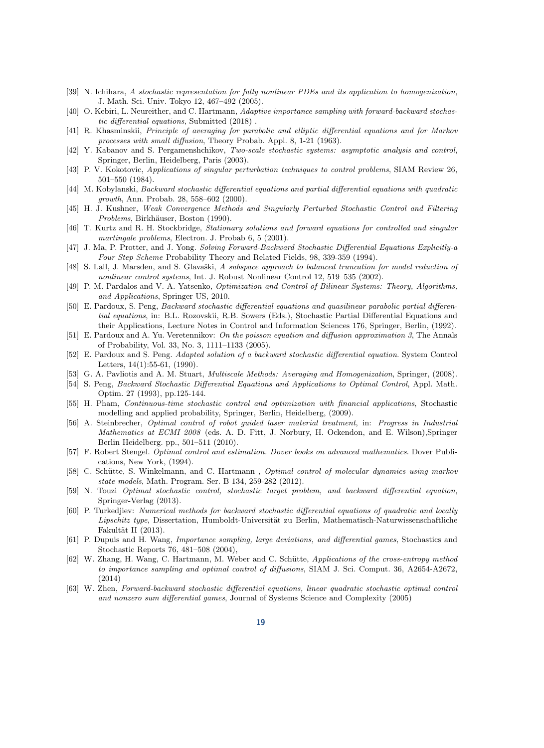[39] N. Ichihara, *A stochastic representation for fully nonlinear PDEs and its application to homogenization*, J. Math. Sci. Univ. Tokyo 12, 467–492 (2005).

[40] O. Kebiri, L. Neureither, and C. Hartmann, *Adaptive importance sampling with forward-backward stochastic differential equations*, Submitted (2018) .

[41] R. Khasminskii, *Principle of averaging for parabolic and elliptic differential equations and for Markov processes with small diffusion*, Theory Probab. Appl. 8, 1-21 (1963).

[42] Y. Kabanov and S. Pergamenshchikov, *Two-scale stochastic systems: asymptotic analysis and control*, Springer, Berlin, Heidelberg, Paris (2003).

[43] P. V. Kokotovic, *Applications of singular perturbation techniques to control problems*, SIAM Review 26, 501–550 (1984).

[44] M. Kobylanski, *Backward stochastic differential equations and partial differential equations with quadratic growth*, Ann. Probab. 28, 558–602 (2000).

[45] H. J. Kushner, *Weak Convergence Methods and Singularly Perturbed Stochastic Control and Filtering Problems*, Birkhäuser, Boston (1990).

[46] T. Kurtz and R. H. Stockbridge, *Stationary solutions and forward equations for controlled and singular martingale problems*, Electron. J. Probab 6, 5 (2001).

[47] J. Ma, P. Protter, and J. Yong. *Solving Forward-Backward Stochastic Differential Equations Explicitly-a Four Step Scheme* Probability Theory and Related Fields, 98, 339-359 (1994).

[48] S. Lall, J. Marsden, and S. Glavaški, *A subspace approach to balanced truncation for model reduction of nonlinear control systems*, Int. J. Robust Nonlinear Control 12, 519–535 (2002).

[49] P. M. Pardalos and V. A. Yatsenko, *Optimization and Control of Bilinear Systems: Theory, Algorithms, and Applications*, Springer US, 2010.

[50] E. Pardoux, S. Peng, *Backward stochastic differential equations and quasilinear parabolic partial differential equations*, in: B.L. Rozovskii, R.B. Sowers (Eds.), Stochastic Partial Differential Equations and their Applications, Lecture Notes in Control and Information Sciences 176, Springer, Berlin, (1992).

[51] E. Pardoux and A. Yu. Veretennikov: *On the poisson equation and diffusion approximation 3*, The Annals of Probability, Vol. 33, No. 3, 1111–1133 (2005).

[52] E. Pardoux and S. Peng. *Adapted solution of a backward stochastic differential equation*. System Control Letters, 14(1):55-61, (1990).

[53] G. A. Pavliotis and A. M. Stuart, *Multiscale Methods: Averaging and Homogenization*, Springer, (2008).

[54] S. Peng, *Backward Stochastic Differential Equations and Applications to Optimal Control*, Appl. Math. Optim. 27 (1993), pp.125-144.

[55] H. Pham, *Continuous-time stochastic control and optimization with financial applications*, Stochastic modelling and applied probability, Springer, Berlin, Heidelberg, (2009).

[56] A. Steinbrecher, *Optimal control of robot guided laser material treatment*, in: *Progress in Industrial Mathematics at ECMI 2008* (eds. A. D. Fitt, J. Norbury, H. Ockendon, and E. Wilson),Springer Berlin Heidelberg. pp., 501–511 (2010).

[57] F. Robert Stengel. *Optimal control and estimation. Dover books on advanced mathematics*. Dover Publications, New York, (1994).

[58] C. Schütte, S. Winkelmann, and C. Hartmann , *Optimal control of molecular dynamics using markov state models*, Math. Program. Ser. B 134, 259-282 (2012).

[59] N. Touzi *Optimal stochastic control, stochastic target problem, and backward differential equation*, Springer-Verlag (2013).

[60] P. Turkedjiev: *Numerical methods for backward stochastic differential equations of quadratic and locally Lipschitz type*, Dissertation, Humboldt-Universität zu Berlin, Mathematisch-Naturwissenschaftliche Fakultät II (2013).

[61] P. Dupuis and H. Wang, *Importance sampling, large deviations, and differential games*, Stochastics and Stochastic Reports 76, 481–508 (2004),

[62] W. Zhang, H. Wang, C. Hartmann, M. Weber and C. Schütte, *Applications of the cross-entropy method to importance sampling and optimal control of diffusions*, SIAM J. Sci. Comput. 36, A2654-A2672, (2014)

[63] W. Zhen, *Forward-backward stochastic differential equations, linear quadratic stochastic optimal control and nonzero sum differential games*, Journal of Systems Science and Complexity (2005)